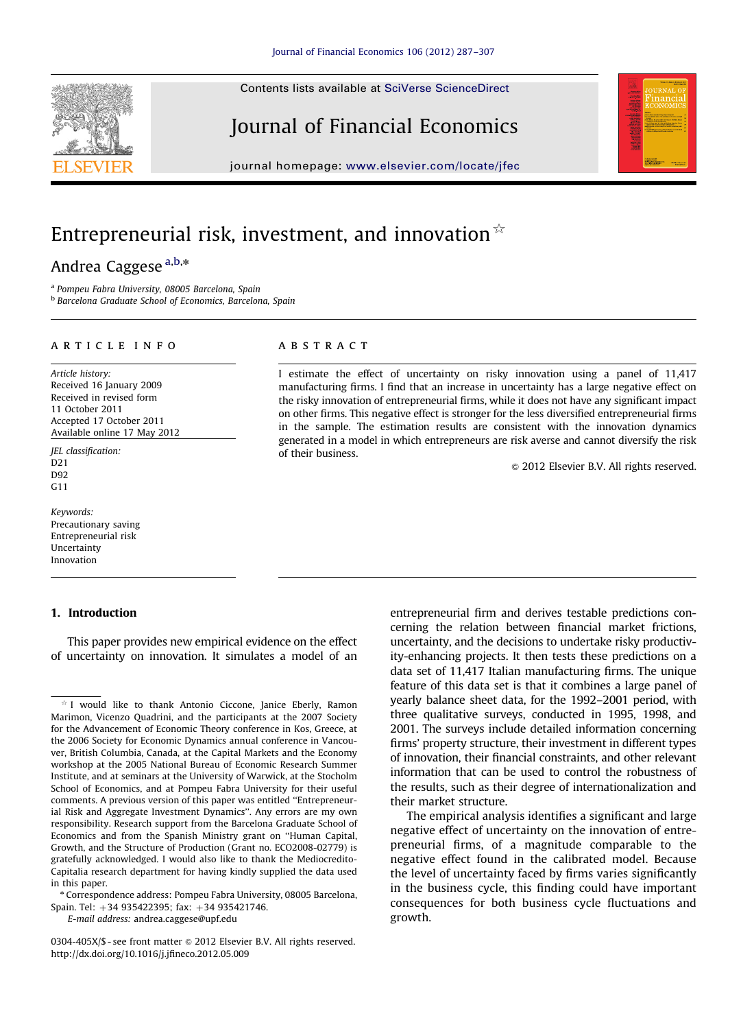# Entrepreneurial risk, investment, and innovation ☆

Andrea Caggese [a,b,*]

[a] Pompeu Fabra University, 08005 Barcelona, Spain
[b] Barcelona Graduate School of Economics, Barcelona, Spain

## ARTICLE INFO

*Article history:*
Received 16 January 2009
Received in revised form
11 October 2011
Accepted 17 October 2011
Available online 17 May 2012

*JEL classification:*
D21
D92
G11

*Keywords:*
Precautionary saving
Entrepreneurial risk
Uncertainty
Innovation

## ABSTRACT

I estimate the effect of uncertainty on risky innovation using a panel of 11,417 manufacturing firms. I find that an increase in uncertainty has a large negative effect on the risky innovation of entrepreneurial firms, while it does not have any significant impact on other firms. This negative effect is stronger for the less diversified entrepreneurial firms in the sample. The estimation results are consistent with the innovation dynamics generated in a model in which entrepreneurs are risk averse and cannot diversify the risk of their business.

© 2012 Elsevier B.V. All rights reserved.

## 1. Introduction

This paper provides new empirical evidence on the effect of uncertainty on innovation. It simulates a model of an entrepreneurial firm and derives testable predictions concerning the relation between financial market frictions, uncertainty, and the decisions to undertake risky productivity-enhancing projects. It then tests these predictions on a data set of 11,417 Italian manufacturing firms. The unique feature of this data set is that it combines a large panel of yearly balance sheet data, for the 1992–2001 period, with three qualitative surveys, conducted in 1995, 1998, and 2001. The surveys include detailed information concerning firms' property structure, their investment in different types of innovation, their financial constraints, and other relevant information that can be used to control the robustness of the results, such as their degree of internationalization and their market structure.

The empirical analysis identifies a significant and large negative effect of uncertainty on the innovation of entrepreneurial firms, of a magnitude comparable to the negative effect found in the calibrated model. Because the level of uncertainty faced by firms varies significantly in the business cycle, this finding could have important consequences for both business cycle fluctuations and growth.

---

☆ I would like to thank Antonio Ciccone, Janice Eberly, Ramon Marimon, Vicenzo Quadrini, and the participants at the 2007 Society for the Advancement of Economic Theory conference in Kos, Greece, at the 2006 Society for Economic Dynamics annual conference in Vancouver, British Columbia, Canada, at the Capital Markets and the Economy workshop at the 2005 National Bureau of Economic Research Summer Institute, and at seminars at the University of Warwick, at the Stocholm School of Economics, and at Pompeu Fabra University for their useful comments. A previous version of this paper was entitled "Entrepreneurial Risk and Aggregate Investment Dynamics". Any errors are my own responsibility. Research support from the Barcelona Graduate School of Economics and from the Spanish Ministry grant on "Human Capital, Growth, and the Structure of Production (Grant no. ECO2008-02779) is gratefully acknowledged. I would also like to thank the Mediocredito-Capitalia research department for having kindly supplied the data used in this paper.

\* Correspondence address: Pompeu Fabra University, 08005 Barcelona, Spain. Tel: +34 935422395; fax: +34 935421746.
E-mail address: andrea.caggese@upf.edu

0304-405X/$ - see front matter © 2012 Elsevier B.V. All rights reserved.
http://dx.doi.org/10.1016/j.jfineco.2012.05.009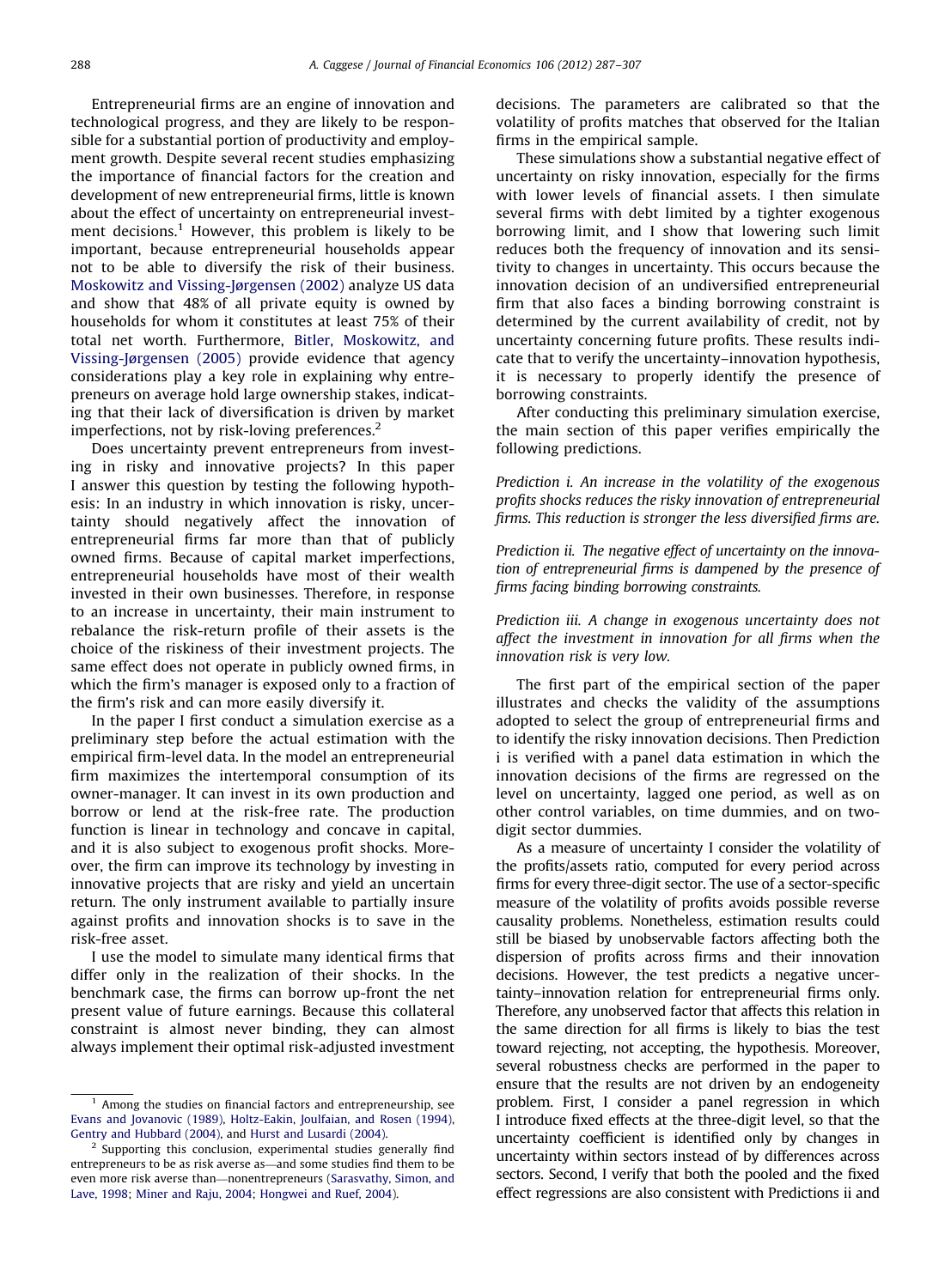Entrepreneurial firms are an engine of innovation and technological progress, and they are likely to be responsible for a substantial portion of productivity and employment growth. Despite several recent studies emphasizing the importance of financial factors for the creation and development of new entrepreneurial firms, little is known about the effect of uncertainty on entrepreneurial investment decisions.[1] However, this problem is likely to be important, because entrepreneurial households appear not to be able to diversify the risk of their business. Moskowitz and Vissing-Jørgensen (2002) analyze US data and show that 48% of all private equity is owned by households for whom it constitutes at least 75% of their total net worth. Furthermore, Bitler, Moskowitz, and Vissing-Jørgensen (2005) provide evidence that agency considerations play a key role in explaining why entrepreneurs on average hold large ownership stakes, indicating that their lack of diversification is driven by market imperfections, not by risk-loving preferences.[2]

Does uncertainty prevent entrepreneurs from investing in risky and innovative projects? In this paper I answer this question by testing the following hypothesis: In an industry in which innovation is risky, uncertainty should negatively affect the innovation of entrepreneurial firms far more than that of publicly owned firms. Because of capital market imperfections, entrepreneurial households have most of their wealth invested in their own businesses. Therefore, in response to an increase in uncertainty, their main instrument to rebalance the risk-return profile of their assets is the choice of the riskiness of their investment projects. The same effect does not operate in publicly owned firms, in which the firm's manager is exposed only to a fraction of the firm's risk and can more easily diversify it.

In the paper I first conduct a simulation exercise as a preliminary step before the actual estimation with the empirical firm-level data. In the model an entrepreneurial firm maximizes the intertemporal consumption of its owner-manager. It can invest in its own production and borrow or lend at the risk-free rate. The production function is linear in technology and concave in capital, and it is also subject to exogenous profit shocks. Moreover, the firm can improve its technology by investing in innovative projects that are risky and yield an uncertain return. The only instrument available to partially insure against profits and innovation shocks is to save in the risk-free asset.

I use the model to simulate many identical firms that differ only in the realization of their shocks. In the benchmark case, the firms can borrow up-front the net present value of future earnings. Because this collateral constraint is almost never binding, they can almost always implement their optimal risk-adjusted investment decisions. The parameters are calibrated so that the volatility of profits matches that observed for the Italian firms in the empirical sample.

These simulations show a substantial negative effect of uncertainty on risky innovation, especially for the firms with lower levels of financial assets. I then simulate several firms with debt limited by a tighter exogenous borrowing limit, and I show that lowering such limit reduces both the frequency of innovation and its sensitivity to changes in uncertainty. This occurs because the innovation decision of an undiversified entrepreneurial firm that also faces a binding borrowing constraint is determined by the current availability of credit, not by uncertainty concerning future profits. These results indicate that to verify the uncertainty–innovation hypothesis, it is necessary to properly identify the presence of borrowing constraints.

After conducting this preliminary simulation exercise, the main section of this paper verifies empirically the following predictions.

*Prediction i. An increase in the volatility of the exogenous profits shocks reduces the risky innovation of entrepreneurial firms. This reduction is stronger the less diversified firms are.*

*Prediction ii. The negative effect of uncertainty on the innovation of entrepreneurial firms is dampened by the presence of firms facing binding borrowing constraints.*

*Prediction iii. A change in exogenous uncertainty does not affect the investment in innovation for all firms when the innovation risk is very low.*

The first part of the empirical section of the paper illustrates and checks the validity of the assumptions adopted to select the group of entrepreneurial firms and to identify the risky innovation decisions. Then Prediction i is verified with a panel data estimation in which the innovation decisions of the firms are regressed on the level on uncertainty, lagged one period, as well as on other control variables, on time dummies, and on two-digit sector dummies.

As a measure of uncertainty I consider the volatility of the profits/assets ratio, computed for every period across firms for every three-digit sector. The use of a sector-specific measure of the volatility of profits avoids possible reverse causality problems. Nonetheless, estimation results could still be biased by unobservable factors affecting both the dispersion of profits across firms and their innovation decisions. However, the test predicts a negative uncertainty–innovation relation for entrepreneurial firms only. Therefore, any unobserved factor that affects this relation in the same direction for all firms is likely to bias the test toward rejecting, not accepting, the hypothesis. Moreover, several robustness checks are performed in the paper to ensure that the results are not driven by an endogeneity problem. First, I consider a panel regression in which I introduce fixed effects at the three-digit level, so that the uncertainty coefficient is identified only by changes in uncertainty within sectors instead of by differences across sectors. Second, I verify that both the pooled and the fixed effect regressions are also consistent with Predictions ii and

---

[1] Among the studies on financial factors and entrepreneurship, see Evans and Jovanovic (1989), Holtz-Eakin, Joulfaian, and Rosen (1994), Gentry and Hubbard (2004), and Hurst and Lusardi (2004).

[2] Supporting this conclusion, experimental studies generally find entrepreneurs to be as risk averse as—and some studies find them to be even more risk averse than—nonentrepreneurs (Sarasvathy, Simon, and Lave, 1998; Miner and Raju, 2004; Hongwei and Ruef, 2004).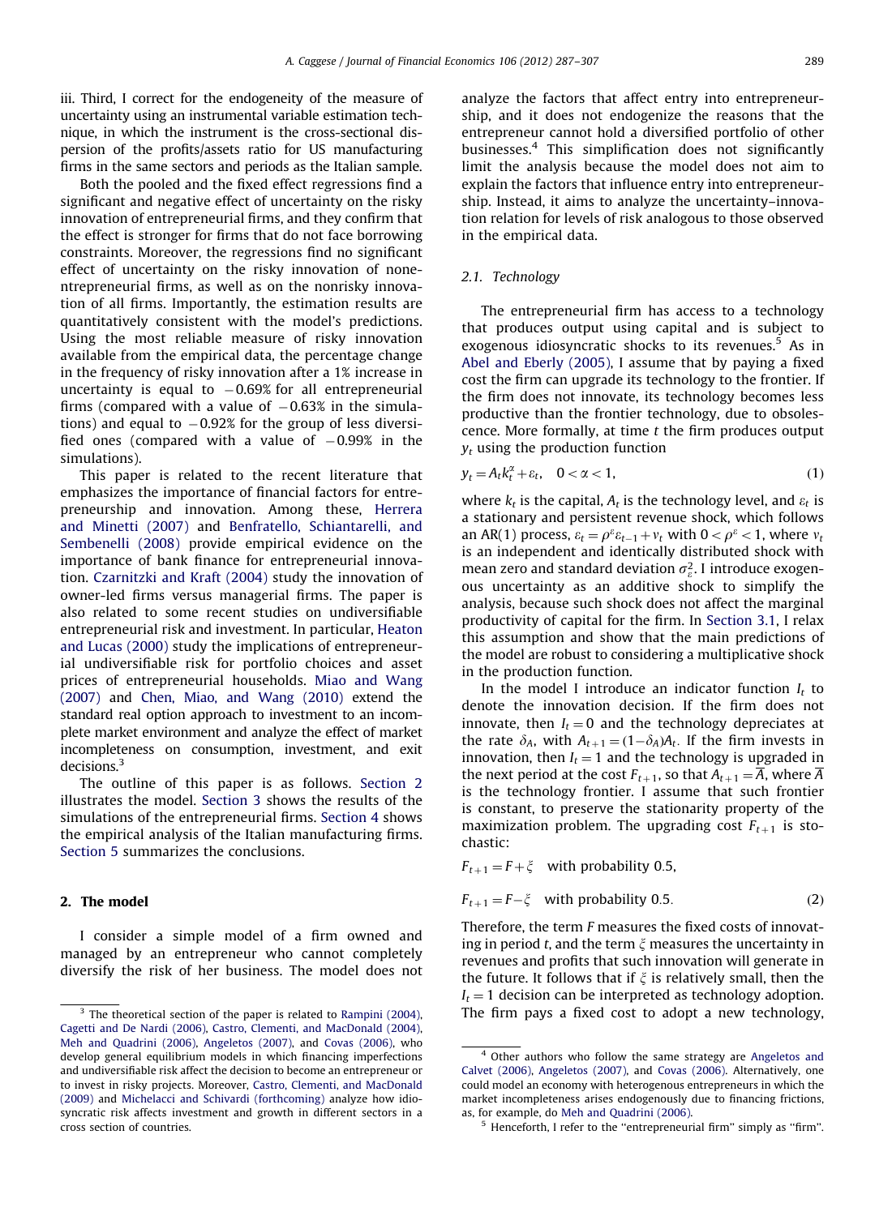iii. Third, I correct for the endogeneity of the measure of uncertainty using an instrumental variable estimation technique, in which the instrument is the cross-sectional dispersion of the profits/assets ratio for US manufacturing firms in the same sectors and periods as the Italian sample.

Both the pooled and the fixed effect regressions find a significant and negative effect of uncertainty on the risky innovation of entrepreneurial firms, and they confirm that the effect is stronger for firms that do not face borrowing constraints. Moreover, the regressions find no significant effect of uncertainty on the risky innovation of nonentrepreneurial firms, as well as on the nonrisky innovation of all firms. Importantly, the estimation results are quantitatively consistent with the model's predictions. Using the most reliable measure of risky innovation available from the empirical data, the percentage change in the frequency of risky innovation after a 1% increase in uncertainty is equal to −0.69% for all entrepreneurial firms (compared with a value of −0.63% in the simulations) and equal to −0.92% for the group of less diversified ones (compared with a value of −0.99% in the simulations).

This paper is related to the recent literature that emphasizes the importance of financial factors for entrepreneurship and innovation. Among these, Herrera and Minetti (2007) and Benfratello, Schiantarelli, and Sembenelli (2008) provide empirical evidence on the importance of bank finance for entrepreneurial innovation. Czarnitzki and Kraft (2004) study the innovation of owner-led firms versus managerial firms. The paper is also related to some recent studies on undiversifiable entrepreneurial risk and investment. In particular, Heaton and Lucas (2000) study the implications of entrepreneurial undiversifiable risk for portfolio choices and asset prices of entrepreneurial households. Miao and Wang (2007) and Chen, Miao, and Wang (2010) extend the standard real option approach to investment to an incomplete market environment and analyze the effect of market incompleteness on consumption, investment, and exit decisions.[3]

The outline of this paper is as follows. Section 2 illustrates the model. Section 3 shows the results of the simulations of the entrepreneurial firms. Section 4 shows the empirical analysis of the Italian manufacturing firms. Section 5 summarizes the conclusions.

## 2. The model

I consider a simple model of a firm owned and managed by an entrepreneur who cannot completely diversify the risk of her business. The model does not analyze the factors that affect entry into entrepreneurship, and it does not endogenize the reasons that the entrepreneur cannot hold a diversified portfolio of other businesses.[4] This simplification does not significantly limit the analysis because the model does not aim to explain the factors that influence entry into entrepreneurship. Instead, it aims to analyze the uncertainty–innovation relation for levels of risk analogous to those observed in the empirical data.

### 2.1. Technology

The entrepreneurial firm has access to a technology that produces output using capital and is subject to exogenous idiosyncratic shocks to its revenues.[5] As in Abel and Eberly (2005), I assume that by paying a fixed cost the firm can upgrade its technology to the frontier. If the firm does not innovate, its technology becomes less productive than the frontier technology, due to obsolescence. More formally, at time $t$ the firm produces output $y_t$ using the production function

$$y_t = A_t k_t^{\alpha} + \varepsilon_t, \quad 0<\alpha<1, \tag{1}$$

where $k_t$ is the capital, $A_t$ is the technology level, and $\varepsilon_t$ is a stationary and persistent revenue shock, which follows an AR(1) process, $\varepsilon_t = \rho^{\varepsilon}\varepsilon_{t-1} + \nu_t$ with $0<\rho^{\varepsilon}<1$, where $\nu_t$ is an independent and identically distributed shock with mean zero and standard deviation $\sigma_{\varepsilon}^2$. I introduce exogenous uncertainty as an additive shock to simplify the analysis, because such shock does not affect the marginal productivity of capital for the firm. In Section 3.1, I relax this assumption and show that the main predictions of the model are robust to considering a multiplicative shock in the production function.

In the model I introduce an indicator function $I_t$ to denote the innovation decision. If the firm does not innovate, then $I_t = 0$ and the technology depreciates at the rate $\delta_A$, with $A_{t+1} = (1-\delta_A)A_t$. If the firm invests in innovation, then $I_t = 1$ and the technology is upgraded in the next period at the cost $F_{t+1}$, so that $A_{t+1} = \overline{A}$, where $\overline{A}$ is the technology frontier. I assume that such frontier is constant, to preserve the stationarity property of the maximization problem. The upgrading cost $F_{t+1}$ is stochastic:

$$F_{t+1} = F + \xi \quad \text{with probability } 0.5,$$

$$F_{t+1} = F - \xi \quad \text{with probability } 0.5. \tag{2}$$

Therefore, the term $F$ measures the fixed costs of innovating in period $t$, and the term $\xi$ measures the uncertainty in revenues and profits that such innovation will generate in the future. It follows that if $\xi$ is relatively small, then the $I_t = 1$ decision can be interpreted as technology adoption. The firm pays a fixed cost to adopt a new technology,

---

[3] The theoretical section of the paper is related to Rampini (2004), Cagetti and De Nardi (2006), Castro, Clementi, and MacDonald (2004), Meh and Quadrini (2006), Angeletos (2007), and Covas (2006), who develop general equilibrium models in which financing imperfections and undiversifiable risk affect the decision to become an entrepreneur or to invest in risky projects. Moreover, Castro, Clementi, and MacDonald (2009) and Michelacci and Schivardi (forthcoming) analyze how idiosyncratic risk affects investment and growth in different sectors in a cross section of countries.

[4] Other authors who follow the same strategy are Angeletos and Calvet (2006), Angeletos (2007), and Covas (2006). Alternatively, one could model an economy with heterogenous entrepreneurs in which the market incompleteness arises endogenously due to financing frictions, as, for example, do Meh and Quadrini (2006).

[5] Henceforth, I refer to the "entrepreneurial firm" simply as "firm".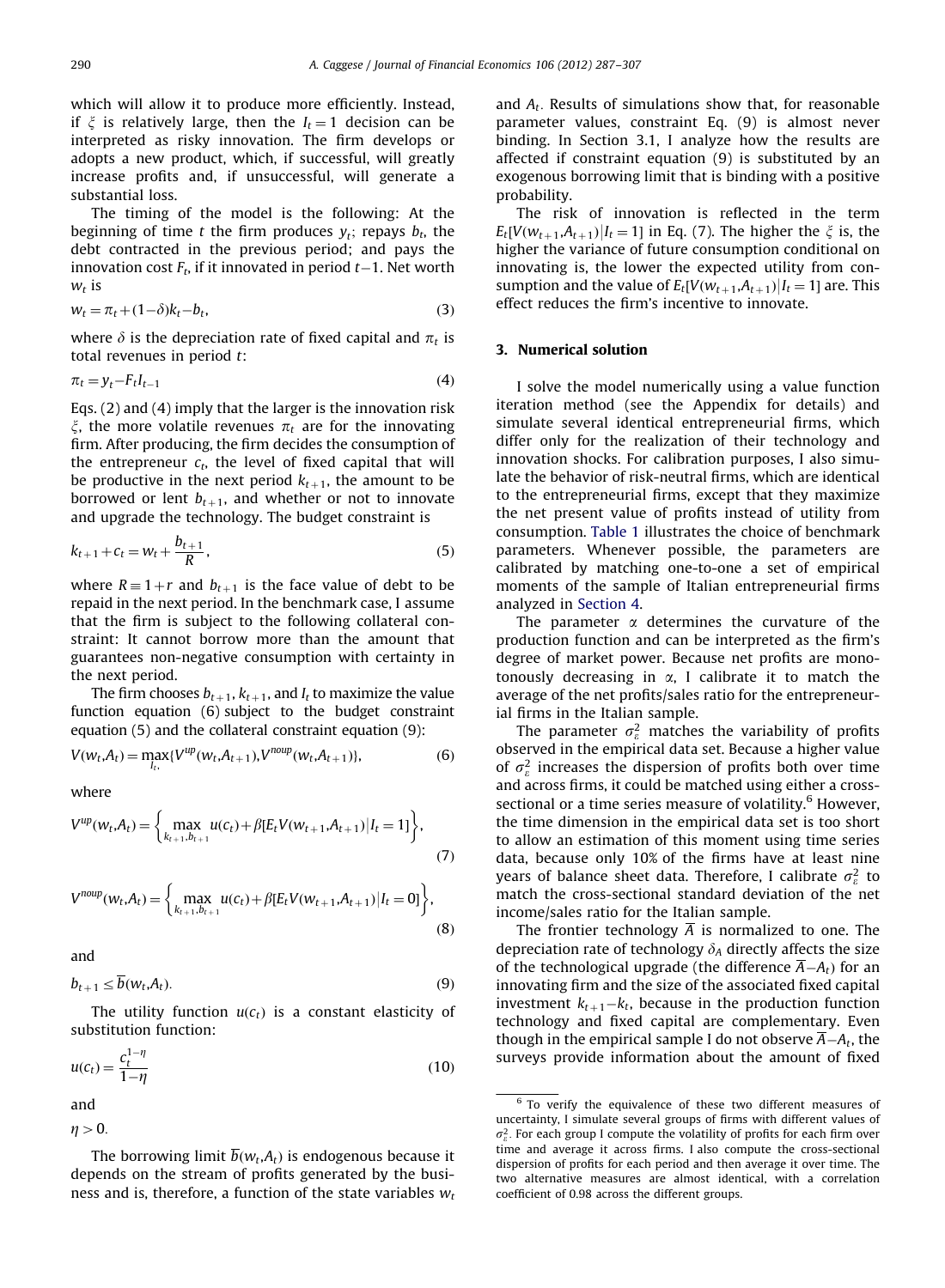which will allow it to produce more efficiently. Instead, if $\xi$ is relatively large, then the $I_t=1$ decision can be interpreted as risky innovation. The firm develops or adopts a new product, which, if successful, will greatly increase profits and, if unsuccessful, will generate a substantial loss.

The timing of the model is the following: At the beginning of time $t$ the firm produces $y_t$; repays $b_t$, the debt contracted in the previous period; and pays the innovation cost $F_t$, if it innovated in period $t-1$. Net worth $w_t$ is

$$w_t = \pi_t + (1-\delta)k_t - b_t, \tag{3}$$

where $\delta$ is the depreciation rate of fixed capital and $\pi_t$ is total revenues in period $t$:

$$\pi_t = y_t - F_t I_{t-1} \tag{4}$$

Eqs. (2) and (4) imply that the larger is the innovation risk $\xi$, the more volatile revenues $\pi_t$ are for the innovating firm. After producing, the firm decides the consumption of the entrepreneur $c_t$, the level of fixed capital that will be productive in the next period $k_{t+1}$, the amount to be borrowed or lent $b_{t+1}$, and whether or not to innovate and upgrade the technology. The budget constraint is

$$k_{t+1} + c_t = w_t + \frac{b_{t+1}}{R}, \tag{5}$$

where $R \equiv 1+r$ and $b_{t+1}$ is the face value of debt to be repaid in the next period. In the benchmark case, I assume that the firm is subject to the following collateral constraint: It cannot borrow more than the amount that guarantees non-negative consumption with certainty in the next period.

The firm chooses $b_{t+1}$, $k_{t+1}$, and $I_t$ to maximize the value function equation (6) subject to the budget constraint equation (5) and the collateral constraint equation (9):

$$V(w_t, A_t) = \max_{I_t} \{V^{up}(w_t, A_{t+1}), V^{noup}(w_t, A_{t+1})\}, \tag{6}$$

where

$$V^{up}(w_t, A_t) = \left\{ \max_{k_{t+1}, b_{t+1}} u(c_t) + \beta [E_t V(w_{t+1}, A_{t+1}) | I_t = 1] \right\}, \tag{7}$$

$$V^{noup}(w_t, A_t) = \left\{ \max_{k_{t+1}, b_{t+1}} u(c_t) + \beta [E_t V(w_{t+1}, A_{t+1}) | I_t = 0] \right\}, \tag{8}$$

and

$$b_{t+1} \le \overline{b}(w_t, A_t). \tag{9}$$

The utility function $u(c_t)$ is a constant elasticity of substitution function:

$$u(c_t) = \frac{c_t^{1-\eta}}{1-\eta} \tag{10}$$

and

$\eta > 0.$

The borrowing limit $\overline{b}(w_t, A_t)$ is endogenous because it depends on the stream of profits generated by the business and is, therefore, a function of the state variables $w_t$ and $A_t$. Results of simulations show that, for reasonable parameter values, constraint Eq. (9) is almost never binding. In Section 3.1, I analyze how the results are affected if constraint equation (9) is substituted by an exogenous borrowing limit that is binding with a positive probability.

The risk of innovation is reflected in the term $E_t[V(w_{t+1}, A_{t+1}) | I_t = 1]$ in Eq. (7). The higher the $\xi$ is, the higher the variance of future consumption conditional on innovating is, the lower the expected utility from consumption and the value of $E_t[V(w_{t+1}, A_{t+1}) | I_t = 1]$ are. This effect reduces the firm's incentive to innovate.

## 3. Numerical solution

I solve the model numerically using a value function iteration method (see the Appendix for details) and simulate several identical entrepreneurial firms, which differ only for the realization of their technology and innovation shocks. For calibration purposes, I also simulate the behavior of risk-neutral firms, which are identical to the entrepreneurial firms, except that they maximize the net present value of profits instead of utility from consumption. Table 1 illustrates the choice of benchmark parameters. Whenever possible, the parameters are calibrated by matching one-to-one a set of empirical moments of the sample of Italian entrepreneurial firms analyzed in Section 4.

The parameter $\alpha$ determines the curvature of the production function and can be interpreted as the firm's degree of market power. Because net profits are monotonously decreasing in $\alpha$, I calibrate it to match the average of the net profits/sales ratio for the entrepreneurial firms in the Italian sample.

The parameter $\sigma_\varepsilon^2$ matches the variability of profits observed in the empirical data set. Because a higher value of $\sigma_\varepsilon^2$ increases the dispersion of profits both over time and across firms, it could be matched using either a cross-sectional or a time series measure of volatility.[6] However, the time dimension in the empirical data set is too short to allow an estimation of this moment using time series data, because only 10% of the firms have at least nine years of balance sheet data. Therefore, I calibrate $\sigma_\varepsilon^2$ to match the cross-sectional standard deviation of the net income/sales ratio for the Italian sample.

The frontier technology $\overline{A}$ is normalized to one. The depreciation rate of technology $\delta_A$ directly affects the size of the technological upgrade (the difference $\overline{A}-A_t$) for an innovating firm and the size of the associated fixed capital investment $k_{t+1}-k_t$, because in the production function technology and fixed capital are complementary. Even though in the empirical sample I do not observe $\overline{A}-A_t$, the surveys provide information about the amount of fixed

[6] To verify the equivalence of these two different measures of uncertainty, I simulate several groups of firms with different values of $\sigma_\varepsilon^2$. For each group I compute the volatility of profits for each firm over time and average it across firms. I also compute the cross-sectional dispersion of profits for each period and then average it over time. The two alternative measures are almost identical, with a correlation coefficient of 0.98 across the different groups.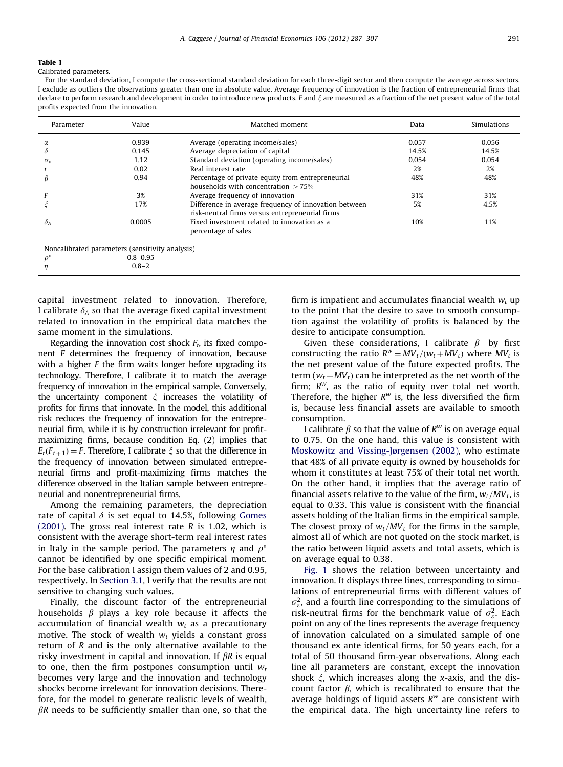**Table 1**
Calibrated parameters.

For the standard deviation, I compute the cross-sectional standard deviation for each three-digit sector and then compute the average across sectors. I exclude as outliers the observations greater than one in absolute value. Average frequency of innovation is the fraction of entrepreneurial firms that declare to perform research and development in order to introduce new products. $F$ and $\xi$ are measured as a fraction of the net present value of the total profits expected from the innovation.

| Parameter | Value | Matched moment | Data | Simulations |
|---|---|---|---|---|
| $\alpha$ | 0.939 | Average (operating income/sales) | 0.057 | 0.056 |
| $\delta$ | 0.145 | Average depreciation of capital | 14.5% | 14.5% |
| $\sigma_\varepsilon$ | 1.12 | Standard deviation (operating income/sales) | 0.054 | 0.054 |
| $r$ | 0.02 | Real interest rate | 2% | 2% |
| $\beta$ | 0.94 | Percentage of private equity from entrepreneurial households with concentration $\geq 75\%$ | 48% | 48% |
| $F$ | 3% | Average frequency of innovation | 31% | 31% |
| $\xi$ | 17% | Difference in average frequency of innovation between risk-neutral firms versus entrepreneurial firms | 5% | 4.5% |
| $\delta_A$ | 0.0005 | Fixed investment related to innovation as a percentage of sales | 10% | 11% |
| Noncalibrated parameters (sensitivity analysis) | | | | |
| $\rho^\varepsilon$ | 0.8–0.95 | | | |
| $\eta$ | 0.8–2 | | | |

capital investment related to innovation. Therefore, I calibrate $\delta_A$ so that the average fixed capital investment related to innovation in the empirical data matches the same moment in the simulations.

Regarding the innovation cost shock $F_t$, its fixed component $F$ determines the frequency of innovation, because with a higher $F$ the firm waits longer before upgrading its technology. Therefore, I calibrate it to match the average frequency of innovation in the empirical sample. Conversely, the uncertainty component $\xi$ increases the volatility of profits for firms that innovate. In the model, this additional risk reduces the frequency of innovation for the entrepreneurial firm, while it is by construction irrelevant for profit-maximizing firms, because condition Eq. (2) implies that $E_t(F_{t+1}) = F$. Therefore, I calibrate $\xi$ so that the difference in the frequency of innovation between simulated entrepreneurial firms and profit-maximizing firms matches the difference observed in the Italian sample between entrepreneurial and nonentrepreneurial firms.

Among the remaining parameters, the depreciation rate of capital $\delta$ is set equal to 14.5%, following Gomes (2001). The gross real interest rate $R$ is 1.02, which is consistent with the average short-term real interest rates in Italy in the sample period. The parameters $\eta$ and $\rho^\varepsilon$ cannot be identified by one specific empirical moment. For the base calibration I assign them values of 2 and 0.95, respectively. In Section 3.1, I verify that the results are not sensitive to changing such values.

Finally, the discount factor of the entrepreneurial households $\beta$ plays a key role because it affects the accumulation of financial wealth $w_t$ as a precautionary motive. The stock of wealth $w_t$ yields a constant gross return of $R$ and is the only alternative available to the risky investment in capital and innovation. If $\beta R$ is equal to one, then the firm postpones consumption until $w_t$ becomes very large and the innovation and technology shocks become irrelevant for innovation decisions. Therefore, for the model to generate realistic levels of wealth, $\beta R$ needs to be sufficiently smaller than one, so that the firm is impatient and accumulates financial wealth $w_t$ up to the point that the desire to save to smooth consumption against the volatility of profits is balanced by the desire to anticipate consumption.

Given these considerations, I calibrate $\beta$ by first constructing the ratio $R^w = MV_t/(w_t + MV_t)$ where $MV_t$ is the net present value of the future expected profits. The term $(w_t + MV_t)$ can be interpreted as the net worth of the firm; $R^w$, as the ratio of equity over total net worth. Therefore, the higher $R^w$ is, the less diversified the firm is, because less financial assets are available to smooth consumption.

I calibrate $\beta$ so that the value of $R^w$ is on average equal to 0.75. On the one hand, this value is consistent with Moskowitz and Vissing-Jørgensen (2002), who estimate that 48% of all private equity is owned by households for whom it constitutes at least 75% of their total net worth. On the other hand, it implies that the average ratio of financial assets relative to the value of the firm, $w_t/MV_t$, is equal to 0.33. This value is consistent with the financial assets holding of the Italian firms in the empirical sample. The closest proxy of $w_t/MV_t$ for the firms in the sample, almost all of which are not quoted on the stock market, is the ratio between liquid assets and total assets, which is on average equal to 0.38.

Fig. 1 shows the relation between uncertainty and innovation. It displays three lines, corresponding to simulations of entrepreneurial firms with different values of $\sigma^2_\varepsilon$, and a fourth line corresponding to the simulations of risk-neutral firms for the benchmark value of $\sigma^2_\varepsilon$. Each point on any of the lines represents the average frequency of innovation calculated on a simulated sample of one thousand ex ante identical firms, for 50 years each, for a total of 50 thousand firm-year observations. Along each line all parameters are constant, except the innovation shock $\xi$, which increases along the $x$-axis, and the discount factor $\beta$, which is recalibrated to ensure that the average holdings of liquid assets $R^w$ are consistent with the empirical data. The high uncertainty line refers to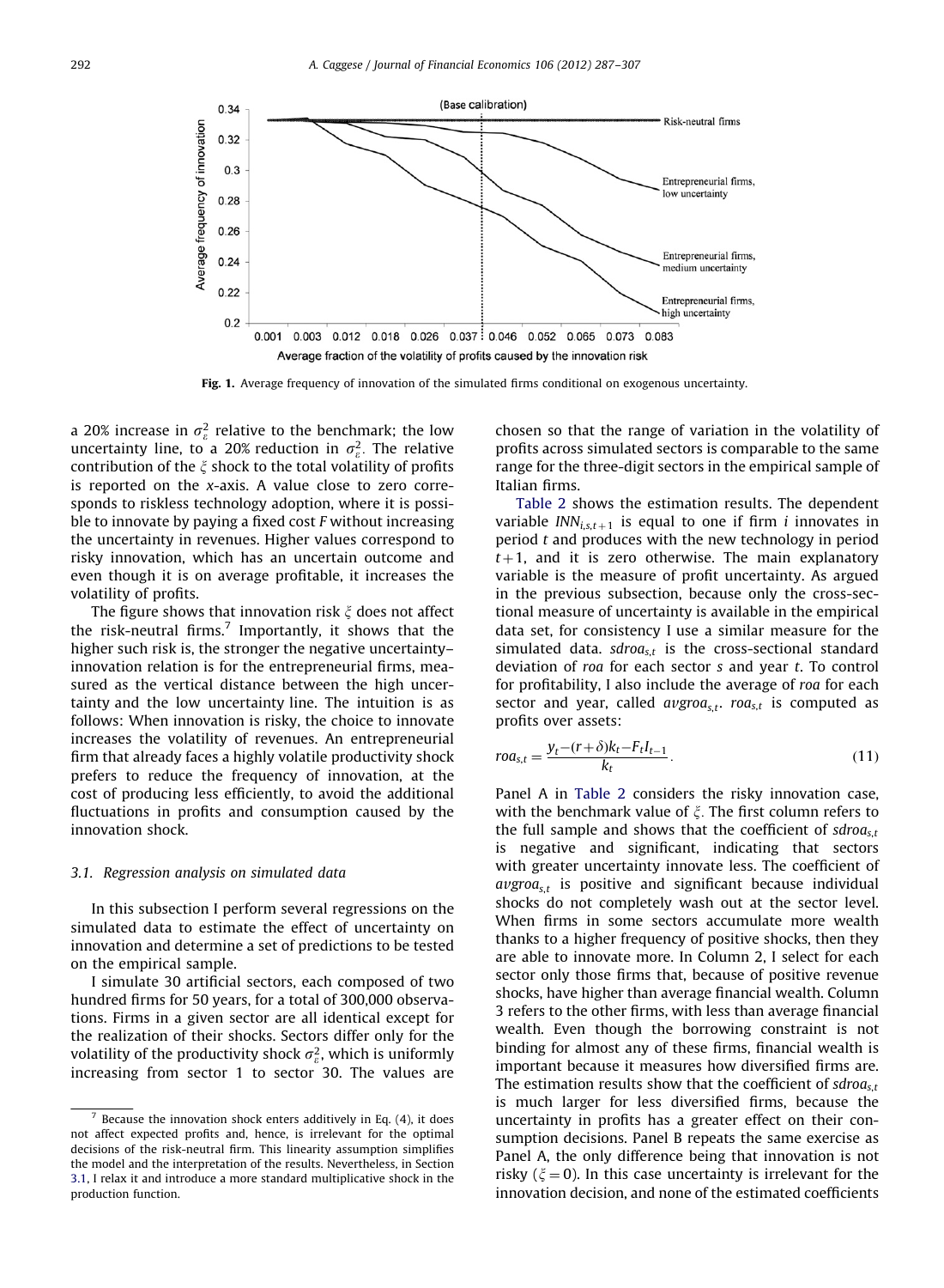**Fig. 1.** Average frequency of innovation of the simulated firms conditional on exogenous uncertainty.

a 20% increase in $\sigma_\varepsilon^2$ relative to the benchmark; the low uncertainty line, to a 20% reduction in $\sigma_\varepsilon^2$. The relative contribution of the $\xi$ shock to the total volatility of profits is reported on the x-axis. A value close to zero corresponds to riskless technology adoption, where it is possible to innovate by paying a fixed cost $F$ without increasing the uncertainty in revenues. Higher values correspond to risky innovation, which has an uncertain outcome and even though it is on average profitable, it increases the volatility of profits.

The figure shows that innovation risk $\xi$ does not affect the risk-neutral firms.[7] Importantly, it shows that the higher such risk is, the stronger the negative uncertainty–innovation relation is for the entrepreneurial firms, measured as the vertical distance between the high uncertainty and the low uncertainty line. The intuition is as follows: When innovation is risky, the choice to innovate increases the volatility of revenues. An entrepreneurial firm that already faces a highly volatile productivity shock prefers to reduce the frequency of innovation, at the cost of producing less efficiently, to avoid the additional fluctuations in profits and consumption caused by the innovation shock.

### 3.1. Regression analysis on simulated data

In this subsection I perform several regressions on the simulated data to estimate the effect of uncertainty on innovation and determine a set of predictions to be tested on the empirical sample.

I simulate 30 artificial sectors, each composed of two hundred firms for 50 years, for a total of 300,000 observations. Firms in a given sector are all identical except for the realization of their shocks. Sectors differ only for the volatility of the productivity shock $\sigma_\varepsilon^2$, which is uniformly increasing from sector 1 to sector 30. The values are chosen so that the range of variation in the volatility of profits across simulated sectors is comparable to the same range for the three-digit sectors in the empirical sample of Italian firms.

Table 2 shows the estimation results. The dependent variable $INN_{i,s,t+1}$ is equal to one if firm $i$ innovates in period $t$ and produces with the new technology in period $t+1$, and it is zero otherwise. The main explanatory variable is the measure of profit uncertainty. As argued in the previous subsection, because only the cross-sectional measure of uncertainty is available in the empirical data set, for consistency I use a similar measure for the simulated data. $sdroa_{s,t}$ is the cross-sectional standard deviation of $roa$ for each sector $s$ and year $t$. To control for profitability, I also include the average of $roa$ for each sector and year, called $avgroa_{s,t}$. $roa_{s,t}$ is computed as profits over assets:

$$roa_{s,t} = \frac{y_t - (r+\delta)k_t - F_t I_{t-1}}{k_t}. \tag{11}$$

Panel A in Table 2 considers the risky innovation case, with the benchmark value of $\xi$. The first column refers to the full sample and shows that the coefficient of $sdroa_{s,t}$ is negative and significant, indicating that sectors with greater uncertainty innovate less. The coefficient of $avgroa_{s,t}$ is positive and significant because individual shocks do not completely wash out at the sector level. When firms in some sectors accumulate more wealth thanks to a higher frequency of positive shocks, then they are able to innovate more. In Column 2, I select for each sector only those firms that, because of positive revenue shocks, have higher than average financial wealth. Column 3 refers to the other firms, with less than average financial wealth. Even though the borrowing constraint is not binding for almost any of these firms, financial wealth is important because it measures how diversified firms are. The estimation results show that the coefficient of $sdroa_{s,t}$ is much larger for less diversified firms, because the uncertainty in profits has a greater effect on their consumption decisions. Panel B repeats the same exercise as Panel A, the only difference being that innovation is not risky ($\xi = 0$). In this case uncertainty is irrelevant for the innovation decision, and none of the estimated coefficients

---

[7] Because the innovation shock enters additively in Eq. (4), it does not affect expected profits and, hence, is irrelevant for the optimal decisions of the risk-neutral firm. This linearity assumption simplifies the model and the interpretation of the results. Nevertheless, in Section 3.1, I relax it and introduce a more standard multiplicative shock in the production function.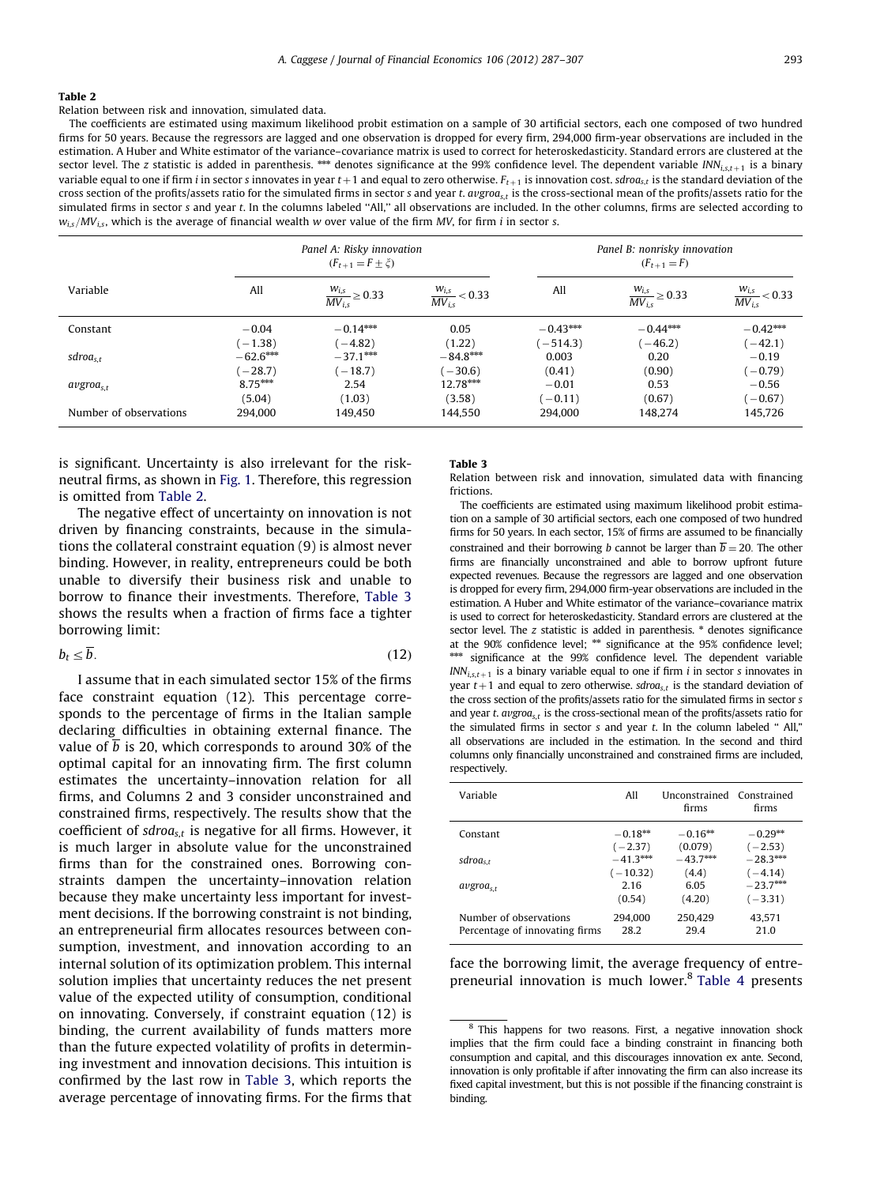**Table 2**

Relation between risk and innovation, simulated data.

The coefficients are estimated using maximum likelihood probit estimation on a sample of 30 artificial sectors, each one composed of two hundred firms for 50 years. Because the regressors are lagged and one observation is dropped for every firm, 294,000 firm-year observations are included in the estimation. A Huber and White estimator of the variance–covariance matrix is used to correct for heteroskedasticity. Standard errors are clustered at the sector level. The z statistic is added in parenthesis. *** denotes significance at the 99% confidence level. The dependent variable $INN_{i,s,t+1}$ is a binary variable equal to one if firm $i$ in sector $s$ innovates in year $t+1$ and equal to zero otherwise. $F_{t+1}$ is innovation cost. $sdroa_{s,t}$ is the standard deviation of the cross section of the profits/assets ratio for the simulated firms in sector $s$ and year $t$. $avgroa_{s,t}$ is the cross-sectional mean of the profits/assets ratio for the simulated firms in sector $s$ and year $t$. In the columns labeled ''All,'' all observations are included. In the other columns, firms are selected according to $w_{i,s}/MV_{i,s}$, which is the average of financial wealth $w$ over value of the firm $MV$, for firm $i$ in sector $s$.

| Variable | Panel A: Risky innovation ($F_{t+1}=F\pm\xi$) | | | Panel B: nonrisky innovation ($F_{t+1}=F$) | | |
|---|---|---|---|---|---|---|
| | All | $\frac{w_{i,s}}{MV_{i,s}}\geq 0.33$ | $\frac{w_{i,s}}{MV_{i,s}}<0.33$ | All | $\frac{w_{i,s}}{MV_{i,s}}\geq 0.33$ | $\frac{w_{i,s}}{MV_{i,s}}<0.33$ |
| Constant | −0.04 | −0.14*** | 0.05 | −0.43*** | −0.44*** | −0.42*** |
| | (−1.38) | (−4.82) | (1.22) | (−514.3) | (−46.2) | (−42.1) |
| $sdroa_{s,t}$ | −62.6*** | −37.1*** | −84.8*** | 0.003 | 0.20 | −0.19 |
| | (−28.7) | (−18.7) | (−30.6) | (0.41) | (0.90) | (−0.79) |
| $avgroa_{s,t}$ | 8.75*** | 2.54 | 12.78*** | −0.01 | 0.53 | −0.56 |
| | (5.04) | (1.03) | (3.58) | (−0.11) | (0.67) | (−0.67) |
| Number of observations | 294,000 | 149,450 | 144,550 | 294,000 | 148,274 | 145,726 |

is significant. Uncertainty is also irrelevant for the risk-neutral firms, as shown in Fig. 1. Therefore, this regression is omitted from Table 2.

The negative effect of uncertainty on innovation is not driven by financing constraints, because in the simulations the collateral constraint equation (9) is almost never binding. However, in reality, entrepreneurs could be both unable to diversify their business risk and unable to borrow to finance their investments. Therefore, Table 3 shows the results when a fraction of firms face a tighter borrowing limit:

$$b_t \leq \overline{b}. \tag{12}$$

I assume that in each simulated sector 15% of the firms face constraint equation (12). This percentage corresponds to the percentage of firms in the Italian sample declaring difficulties in obtaining external finance. The value of $\overline{b}$ is 20, which corresponds to around 30% of the optimal capital for an innovating firm. The first column estimates the uncertainty–innovation relation for all firms, and Columns 2 and 3 consider unconstrained and constrained firms, respectively. The results show that the coefficient of $sdroa_{s,t}$ is negative for all firms. However, it is much larger in absolute value for the unconstrained firms than for the constrained ones. Borrowing constraints dampen the uncertainty–innovation relation because they make uncertainty less important for investment decisions. If the borrowing constraint is not binding, an entrepreneurial firm allocates resources between consumption, investment, and innovation according to an internal solution of its optimization problem. This internal solution implies that uncertainty reduces the net present value of the expected utility of consumption, conditional on innovating. Conversely, if constraint equation (12) is binding, the current availability of funds matters more than the future expected volatility of profits in determining investment and innovation decisions. This intuition is confirmed by the last row in Table 3, which reports the average percentage of innovating firms. For the firms that face the borrowing limit, the average frequency of entrepreneurial innovation is much lower.[8] Table 4 presents

**Table 3**

Relation between risk and innovation, simulated data with financing frictions.

The coefficients are estimated using maximum likelihood probit estimation on a sample of 30 artificial sectors, each one composed of two hundred firms for 50 years. In each sector, 15% of firms are assumed to be financially constrained and their borrowing $b$ cannot be larger than $\overline{b}=20$. The other firms are financially unconstrained and able to borrow upfront future expected revenues. Because the regressors are lagged and one observation is dropped for every firm, 294,000 firm-year observations are included in the estimation. A Huber and White estimator of the variance–covariance matrix is used to correct for heteroskedasticity. Standard errors are clustered at the sector level. The z statistic is added in parenthesis. * denotes significance at the 90% confidence level; ** significance at the 95% confidence level; *** significance at the 99% confidence level. The dependent variable $INN_{i,s,t+1}$ is a binary variable equal to one if firm $i$ in sector $s$ innovates in year $t+1$ and equal to zero otherwise. $sdroa_{s,t}$ is the standard deviation of the cross section of the profits/assets ratio for the simulated firms in sector $s$ and year $t$. $avgroa_{s,t}$ is the cross-sectional mean of the profits/assets ratio for the simulated firms in sector $s$ and year $t$. In the column labeled " All," all observations are included in the estimation. In the second and third columns only financially unconstrained and constrained firms are included, respectively.

| Variable | All | Unconstrained firms | Constrained firms |
|---|---|---|---|
| Constant | −0.18** | −0.16** | −0.29** |
| | (−2.37) | (0.079) | (−2.53) |
| $sdroa_{s,t}$ | −41.3*** | −43.7*** | −28.3*** |
| | (−10.32) | (4.4) | (−4.14) |
| $avgroa_{s,t}$ | 2.16 | 6.05 | −23.7*** |
| | (0.54) | (4.20) | (−3.31) |
| Number of observations | 294,000 | 250,429 | 43,571 |
| Percentage of innovating firms | 28.2 | 29.4 | 21.0 |

[8] This happens for two reasons. First, a negative innovation shock implies that the firm could face a binding constraint in financing both consumption and capital, and this discourages innovation ex ante. Second, innovation is only profitable if after innovating the firm can also increase its fixed capital investment, but this is not possible if the financing constraint is binding.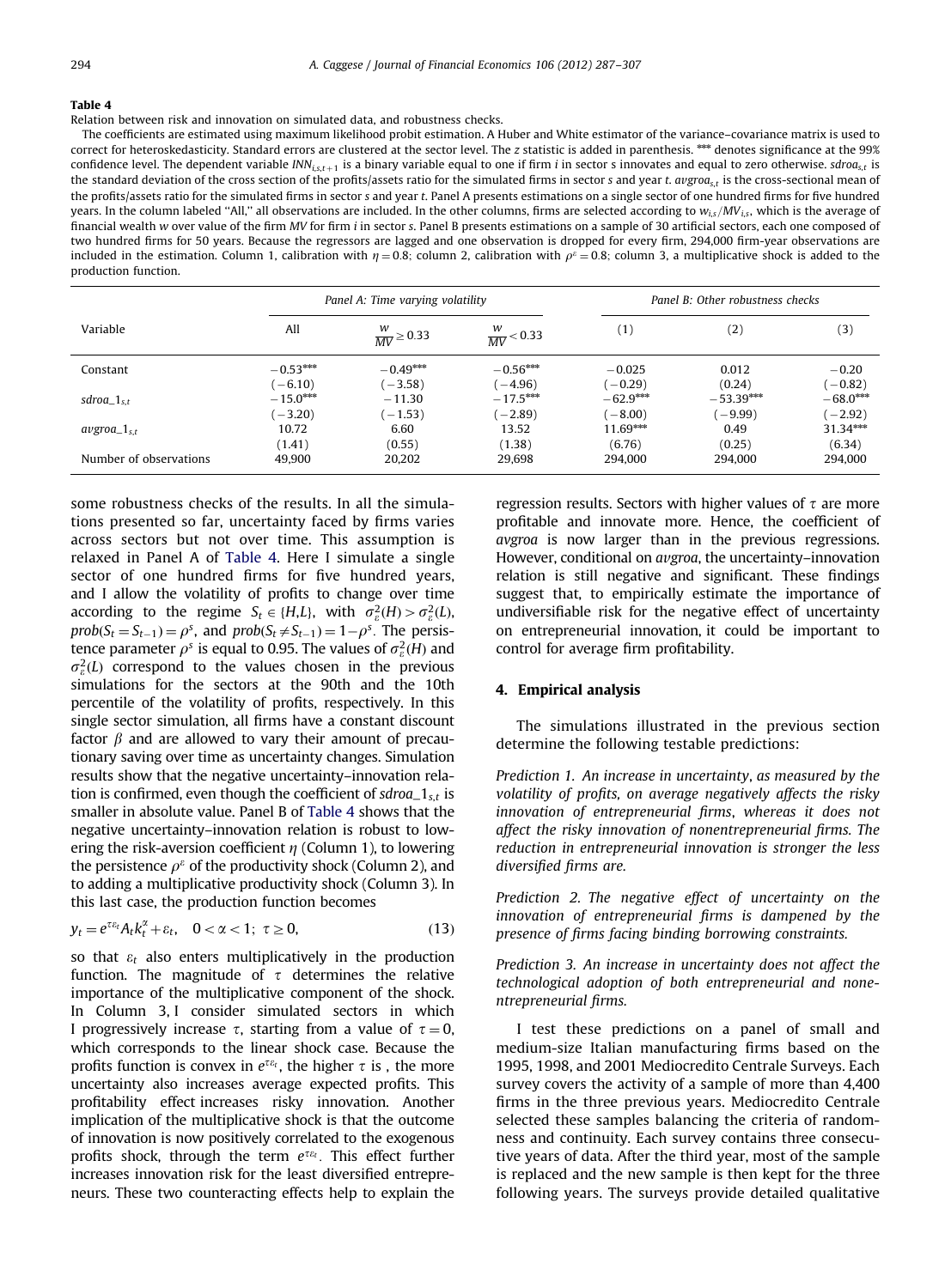**Table 4**

Relation between risk and innovation on simulated data, and robustness checks.

The coefficients are estimated using maximum likelihood probit estimation. A Huber and White estimator of the variance–covariance matrix is used to correct for heteroskedasticity. Standard errors are clustered at the sector level. The z statistic is added in parenthesis. *** denotes significance at the 99% confidence level. The dependent variable $INN_{i,s,t+1}$ is a binary variable equal to one if firm $i$ in sector $s$ innovates and equal to zero otherwise. $sdroa_{s,t}$ is the standard deviation of the cross section of the profits/assets ratio for the simulated firms in sector $s$ and year $t$. $avgroa_{s,t}$ is the cross-sectional mean of the profits/assets ratio for the simulated firms in sector $s$ and year $t$. Panel A presents estimations on a single sector of one hundred firms for five hundred years. In the column labeled "All," all observations are included. In the other columns, firms are selected according to $w_{i,s}/MV_{i,s}$, which is the average of financial wealth $w$ over value of the firm $MV$ for firm $i$ in sector $s$. Panel B presents estimations on a sample of 30 artificial sectors, each one composed of two hundred firms for 50 years. Because the regressors are lagged and one observation is dropped for every firm, 294,000 firm-year observations are included in the estimation. Column 1, calibration with $\eta=0.8$; column 2, calibration with $\rho^{\varepsilon}=0.8$; column 3, a multiplicative shock is added to the production function.

| Variable | Panel A: Time varying volatility | | | Panel B: Other robustness checks | | |
|---|---|---|---|---|---|---|
| | All | $\frac{w}{MV} \geq 0.33$ | $\frac{w}{MV} < 0.33$ | (1) | (2) | (3) |
| Constant | −0.53*** | −0.49*** | −0.56*** | −0.025 | 0.012 | −0.20 |
| | (−6.10) | (−3.58) | (−4.96) | (−0.29) | (0.24) | (−0.82) |
| $sdroa\_1_{s,t}$ | −15.0*** | −11.30 | −17.5*** | −62.9*** | −53.39*** | −68.0*** |
| | (−3.20) | (−1.53) | (−2.89) | (−8.00) | (−9.99) | (−2.92) |
| $avgroa\_1_{s,t}$ | 10.72 | 6.60 | 13.52 | 11.69*** | 0.49 | 31.34*** |
| | (1.41) | (0.55) | (1.38) | (6.76) | (0.25) | (6.34) |
| Number of observations | 49,900 | 20,202 | 29,698 | 294,000 | 294,000 | 294,000 |

some robustness checks of the results. In all the simulations presented so far, uncertainty faced by firms varies across sectors but not over time. This assumption is relaxed in Panel A of Table 4. Here I simulate a single sector of one hundred firms for five hundred years, and I allow the volatility of profits to change over time according to the regime $S_t \in \{H,L\}$, with $\sigma_{\varepsilon}^2(H) > \sigma_{\varepsilon}^2(L)$, $prob(S_t = S_{t-1}) = \rho^s$, and $prob(S_t \neq S_{t-1}) = 1-\rho^s$. The persistence parameter $\rho^s$ is equal to 0.95. The values of $\sigma_{\varepsilon}^2(H)$ and $\sigma_{\varepsilon}^2(L)$ correspond to the values chosen in the previous simulations for the sectors at the 90th and the 10th percentile of the volatility of profits, respectively. In this single sector simulation, all firms have a constant discount factor $\beta$ and are allowed to vary their amount of precautionary saving over time as uncertainty changes. Simulation results show that the negative uncertainty–innovation relation is confirmed, even though the coefficient of $sdroa\_1_{s,t}$ is smaller in absolute value. Panel B of Table 4 shows that the negative uncertainty–innovation relation is robust to lowering the risk-aversion coefficient $\eta$ (Column 1), to lowering the persistence $\rho^{\varepsilon}$ of the productivity shock (Column 2), and to adding a multiplicative productivity shock (Column 3). In this last case, the production function becomes

$$y_t = e^{\tau\varepsilon_t} A_t k_t^{\alpha} + \varepsilon_t, \quad 0 < \alpha < 1; \ \tau \geq 0, \tag{13}$$

so that $\varepsilon_t$ also enters multiplicatively in the production function. The magnitude of $\tau$ determines the relative importance of the multiplicative component of the shock. In Column 3, I consider simulated sectors in which I progressively increase $\tau$, starting from a value of $\tau = 0$, which corresponds to the linear shock case. Because the profits function is convex in $e^{\tau\varepsilon_t}$, the higher $\tau$ is , the more uncertainty also increases average expected profits. This profitability effect increases risky innovation. Another implication of the multiplicative shock is that the outcome of innovation is now positively correlated to the exogenous profits shock, through the term $e^{\tau\varepsilon_t}$. This effect further increases innovation risk for the least diversified entrepreneurs. These two counteracting effects help to explain the regression results. Sectors with higher values of $\tau$ are more profitable and innovate more. Hence, the coefficient of *avgroa* is now larger than in the previous regressions. However, conditional on *avgroa*, the uncertainty–innovation relation is still negative and significant. These findings suggest that, to empirically estimate the importance of undiversifiable risk for the negative effect of uncertainty on entrepreneurial innovation, it could be important to control for average firm profitability.

## 4. Empirical analysis

The simulations illustrated in the previous section determine the following testable predictions:

*Prediction 1. An increase in uncertainty, as measured by the volatility of profits, on average negatively affects the risky innovation of entrepreneurial firms, whereas it does not affect the risky innovation of nonentrepreneurial firms. The reduction in entrepreneurial innovation is stronger the less diversified firms are.*

*Prediction 2. The negative effect of uncertainty on the innovation of entrepreneurial firms is dampened by the presence of firms facing binding borrowing constraints.*

*Prediction 3. An increase in uncertainty does not affect the technological adoption of both entrepreneurial and nonentrepreneurial firms.*

I test these predictions on a panel of small and medium-size Italian manufacturing firms based on the 1995, 1998, and 2001 Mediocredito Centrale Surveys. Each survey covers the activity of a sample of more than 4,400 firms in the three previous years. Mediocredito Centrale selected these samples balancing the criteria of randomness and continuity. Each survey contains three consecutive years of data. After the third year, most of the sample is replaced and the new sample is then kept for the three following years. The surveys provide detailed qualitative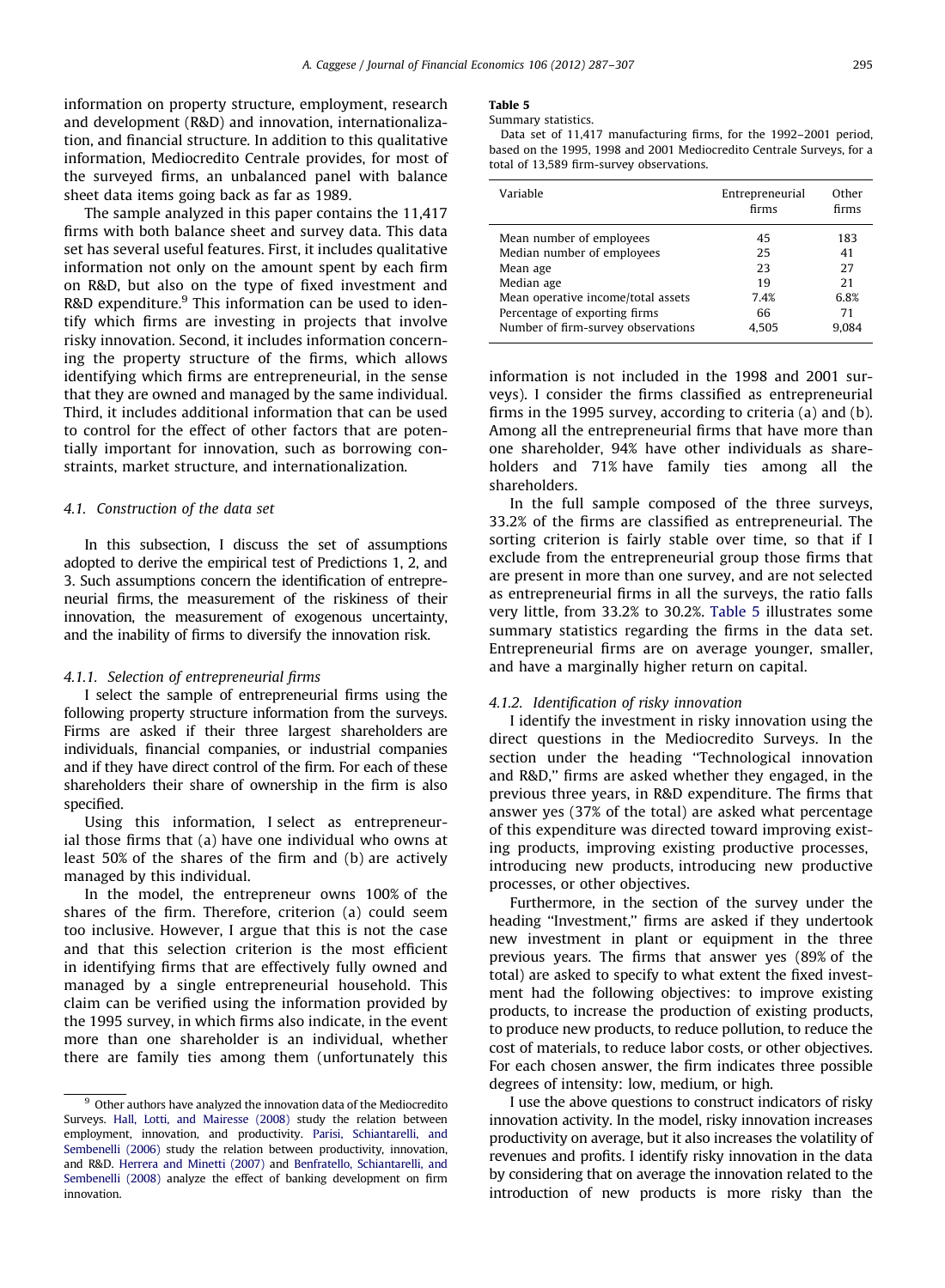information on property structure, employment, research and development (R&D) and innovation, internationalization, and financial structure. In addition to this qualitative information, Mediocredito Centrale provides, for most of the surveyed firms, an unbalanced panel with balance sheet data items going back as far as 1989.

The sample analyzed in this paper contains the 11,417 firms with both balance sheet and survey data. This data set has several useful features. First, it includes qualitative information not only on the amount spent by each firm on R&D, but also on the type of fixed investment and R&D expenditure.[9] This information can be used to identify which firms are investing in projects that involve risky innovation. Second, it includes information concerning the property structure of the firms, which allows identifying which firms are entrepreneurial, in the sense that they are owned and managed by the same individual. Third, it includes additional information that can be used to control for the effect of other factors that are potentially important for innovation, such as borrowing constraints, market structure, and internationalization.

### 4.1. Construction of the data set

In this subsection, I discuss the set of assumptions adopted to derive the empirical test of Predictions 1, 2, and 3. Such assumptions concern the identification of entrepreneurial firms, the measurement of the riskiness of their innovation, the measurement of exogenous uncertainty, and the inability of firms to diversify the innovation risk.

#### 4.1.1. Selection of entrepreneurial firms

I select the sample of entrepreneurial firms using the following property structure information from the surveys. Firms are asked if their three largest shareholders are individuals, financial companies, or industrial companies and if they have direct control of the firm. For each of these shareholders their share of ownership in the firm is also specified.

Using this information, I select as entrepreneurial those firms that (a) have one individual who owns at least 50% of the shares of the firm and (b) are actively managed by this individual.

In the model, the entrepreneur owns 100% of the shares of the firm. Therefore, criterion (a) could seem too inclusive. However, I argue that this is not the case and that this selection criterion is the most efficient in identifying firms that are effectively fully owned and managed by a single entrepreneurial household. This claim can be verified using the information provided by the 1995 survey, in which firms also indicate, in the event more than one shareholder is an individual, whether there are family ties among them (unfortunately this information is not included in the 1998 and 2001 surveys). I consider the firms classified as entrepreneurial firms in the 1995 survey, according to criteria (a) and (b). Among all the entrepreneurial firms that have more than one shareholder, 94% have other individuals as shareholders and 71% have family ties among all the shareholders.

**Table 5**
Summary statistics.
Data set of 11,417 manufacturing firms, for the 1992–2001 period, based on the 1995, 1998 and 2001 Mediocredito Centrale Surveys, for a total of 13,589 firm-survey observations.

| Variable | Entrepreneurial firms | Other firms |
|---|---|---|
| Mean number of employees | 45 | 183 |
| Median number of employees | 25 | 41 |
| Mean age | 23 | 27 |
| Median age | 19 | 21 |
| Mean operative income/total assets | 7.4% | 6.8% |
| Percentage of exporting firms | 66 | 71 |
| Number of firm-survey observations | 4,505 | 9,084 |

In the full sample composed of the three surveys, 33.2% of the firms are classified as entrepreneurial. The sorting criterion is fairly stable over time, so that if I exclude from the entrepreneurial group those firms that are present in more than one survey, and are not selected as entrepreneurial firms in all the surveys, the ratio falls very little, from 33.2% to 30.2%. Table 5 illustrates some summary statistics regarding the firms in the data set. Entrepreneurial firms are on average younger, smaller, and have a marginally higher return on capital.

#### 4.1.2. Identification of risky innovation

I identify the investment in risky innovation using the direct questions in the Mediocredito Surveys. In the section under the heading "Technological innovation and R&D," firms are asked whether they engaged, in the previous three years, in R&D expenditure. The firms that answer yes (37% of the total) are asked what percentage of this expenditure was directed toward improving existing products, improving existing productive processes, introducing new products, introducing new productive processes, or other objectives.

Furthermore, in the section of the survey under the heading "Investment," firms are asked if they undertook new investment in plant or equipment in the three previous years. The firms that answer yes (89% of the total) are asked to specify to what extent the fixed investment had the following objectives: to improve existing products, to increase the production of existing products, to produce new products, to reduce pollution, to reduce the cost of materials, to reduce labor costs, or other objectives. For each chosen answer, the firm indicates three possible degrees of intensity: low, medium, or high.

I use the above questions to construct indicators of risky innovation activity. In the model, risky innovation increases productivity on average, but it also increases the volatility of revenues and profits. I identify risky innovation in the data by considering that on average the innovation related to the introduction of new products is more risky than the

[9] Other authors have analyzed the innovation data of the Mediocredito Surveys. Hall, Lotti, and Mairesse (2008) study the relation between employment, innovation, and productivity. Parisi, Schiantarelli, and Sembenelli (2006) study the relation between productivity, innovation, and R&D. Herrera and Minetti (2007) and Benfratello, Schiantarelli, and Sembenelli (2008) analyze the effect of banking development on firm innovation.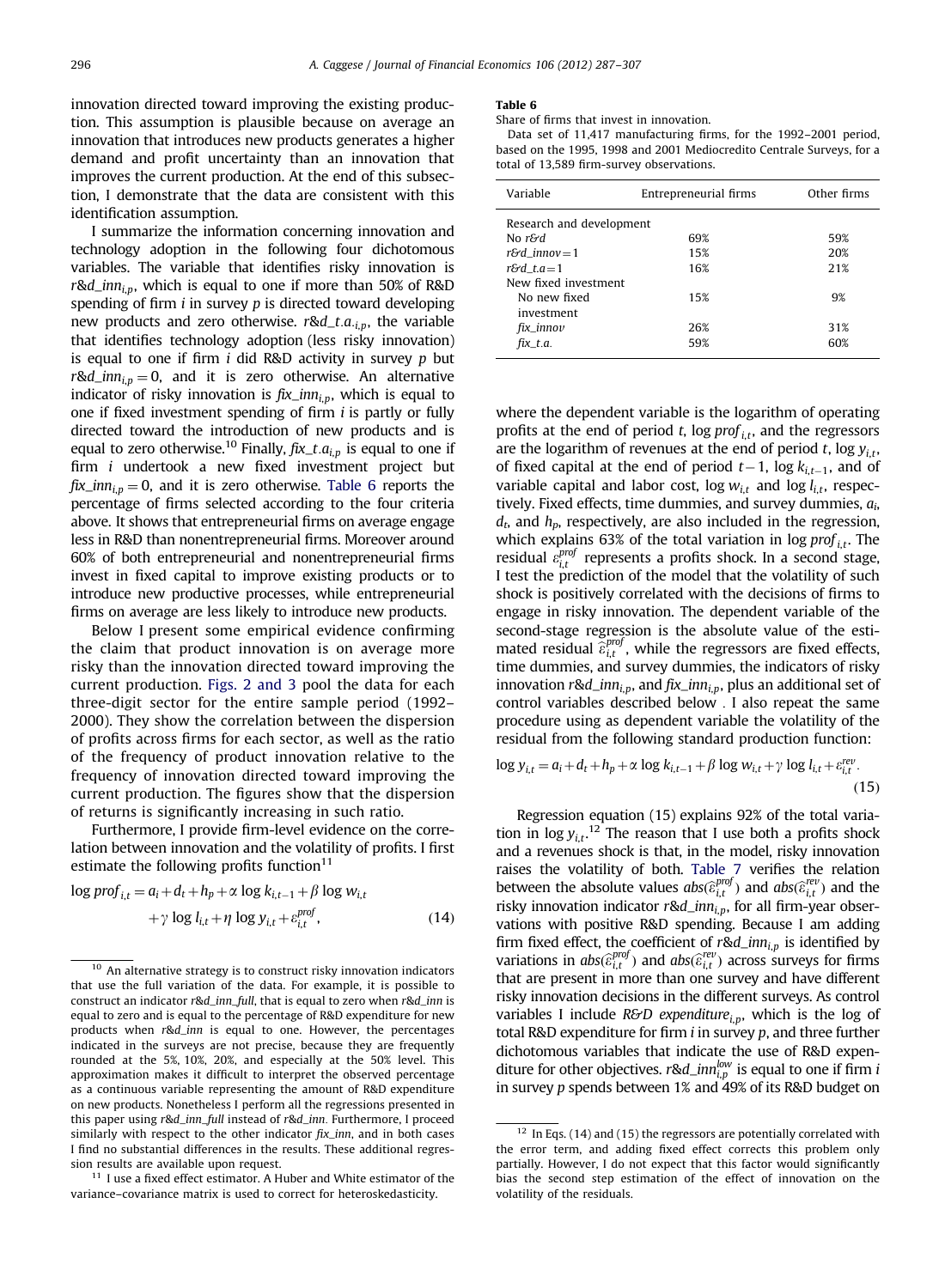innovation directed toward improving the existing production. This assumption is plausible because on average an innovation that introduces new products generates a higher demand and profit uncertainty than an innovation that improves the current production. At the end of this subsection, I demonstrate that the data are consistent with this identification assumption.

I summarize the information concerning innovation and technology adoption in the following four dichotomous variables. The variable that identifies risky innovation is $r\&d\_inn_{i,p}$, which is equal to one if more than 50% of R&D spending of firm $i$ in survey $p$ is directed toward developing new products and zero otherwise. $r\&d\_t.a._{i,p}$, the variable that identifies technology adoption (less risky innovation) is equal to one if firm $i$ did R&D activity in survey $p$ but $r\&d\_inn_{i,p}=0$, and it is zero otherwise. An alternative indicator of risky innovation is $fix\_inn_{i,p}$, which is equal to one if fixed investment spending of firm $i$ is partly or fully directed toward the introduction of new products and is equal to zero otherwise.[10] Finally, $fix\_t.a_{i,p}$ is equal to one if firm $i$ undertook a new fixed investment project but $fix\_inn_{i,p}=0$, and it is zero otherwise. Table 6 reports the percentage of firms selected according to the four criteria above. It shows that entrepreneurial firms on average engage less in R&D than nonentrepreneurial firms. Moreover around 60% of both entrepreneurial and nonentrepreneurial firms invest in fixed capital to improve existing products or to introduce new productive processes, while entrepreneurial firms on average are less likely to introduce new products.

Below I present some empirical evidence confirming the claim that product innovation is on average more risky than the innovation directed toward improving the current production. Figs. 2 and 3 pool the data for each three-digit sector for the entire sample period (1992–2000). They show the correlation between the dispersion of profits across firms for each sector, as well as the ratio of the frequency of product innovation relative to the frequency of innovation directed toward improving the current production. The figures show that the dispersion of returns is significantly increasing in such ratio.

Furthermore, I provide firm-level evidence on the correlation between innovation and the volatility of profits. I first estimate the following profits function[11]

$$\log prof_{i,t} = a_i + d_t + h_p + \alpha \log k_{i,t-1} + \beta \log w_{i,t} + \gamma \log l_{i,t} + \eta \log y_{i,t} + \varepsilon^{prof}_{i,t}, \tag{14}$$

**Table 6**
Share of firms that invest in innovation.
Data set of 11,417 manufacturing firms, for the 1992–2001 period, based on the 1995, 1998 and 2001 Mediocredito Centrale Surveys, for a total of 13,589 firm-survey observations.

| Variable | Entrepreneurial firms | Other firms |
|---|---|---|
| Research and development | | |
| No *r&d* | 69% | 59% |
| *r&d_innov* = 1 | 15% | 20% |
| *r&d_t.a* = 1 | 16% | 21% |
| New fixed investment | | |
| No new fixed investment | 15% | 9% |
| *fix_innov* | 26% | 31% |
| *fix_t.a.* | 59% | 60% |

where the dependent variable is the logarithm of operating profits at the end of period $t$, $\log prof_{i,t}$, and the regressors are the logarithm of revenues at the end of period $t$, $\log y_{i,t}$, of fixed capital at the end of period $t-1$, $\log k_{i,t-1}$, and of variable capital and labor cost, $\log w_{i,t}$ and $\log l_{i,t}$, respectively. Fixed effects, time dummies, and survey dummies, $a_i$, $d_t$, and $h_p$, respectively, are also included in the regression, which explains 63% of the total variation in $\log prof_{i,t}$. The residual $\varepsilon^{prof}_{i,t}$ represents a profits shock. In a second stage, I test the prediction of the model that the volatility of such shock is positively correlated with the decisions of firms to engage in risky innovation. The dependent variable of the second-stage regression is the absolute value of the estimated residual $\widehat{\varepsilon}^{prof}_{i,t}$, while the regressors are fixed effects, time dummies, and survey dummies, the indicators of risky innovation $r\&d\_inn_{i,p}$, and $fix\_inn_{i,p}$, plus an additional set of control variables described below . I also repeat the same procedure using as dependent variable the volatility of the residual from the following standard production function:

$$\log y_{i,t} = a_i + d_t + h_p + \alpha \log k_{i,t-1} + \beta \log w_{i,t} + \gamma \log l_{i,t} + \varepsilon^{rev}_{i,t}. \tag{15}$$

Regression equation (15) explains 92% of the total variation in $\log y_{i,t}$.[12] The reason that I use both a profits shock and a revenues shock is that, in the model, risky innovation raises the volatility of both. Table 7 verifies the relation between the absolute values $abs(\widehat{\varepsilon}^{prof}_{i,t})$ and $abs(\widehat{\varepsilon}^{rev}_{i,t})$ and the risky innovation indicator $r\&d\_inn_{i,p}$, for all firm-year observations with positive R&D spending. Because I am adding firm fixed effect, the coefficient of $r\&d\_inn_{i,p}$ is identified by variations in $abs(\widehat{\varepsilon}^{prof}_{i,t})$ and $abs(\widehat{\varepsilon}^{rev}_{i,t})$ across surveys for firms that are present in more than one survey and have different risky innovation decisions in the different surveys. As control variables I include $R\&D\ expenditure_{i,p}$, which is the log of total R&D expenditure for firm $i$ in survey $p$, and three further dichotomous variables that indicate the use of R&D expenditure for other objectives. $r\&d\_inn^{low}_{i,p}$ is equal to one if firm $i$ in survey $p$ spends between 1% and 49% of its R&D budget on

[10] An alternative strategy is to construct risky innovation indicators that use the full variation of the data. For example, it is possible to construct an indicator *r&d_inn_full*, that is equal to zero when *r&d_inn* is equal to zero and is equal to the percentage of R&D expenditure for new products when *r&d_inn* is equal to one. However, the percentages indicated in the surveys are not precise, because they are frequently rounded at the 5%, 10%, 20%, and especially at the 50% level. This approximation makes it difficult to interpret the observed percentage as a continuous variable representing the amount of R&D expenditure on new products. Nonetheless I perform all the regressions presented in this paper using *r&d_inn_full* instead of *r&d_inn*. Furthermore, I proceed similarly with respect to the other indicator *fix_inn*, and in both cases I find no substantial differences in the results. These additional regression results are available upon request.

[11] I use a fixed effect estimator. A Huber and White estimator of the variance–covariance matrix is used to correct for heteroskedasticity.

[12] In Eqs. (14) and (15) the regressors are potentially correlated with the error term, and adding fixed effect corrects this problem only partially. However, I do not expect that this factor would significantly bias the second step estimation of the effect of innovation on the volatility of the residuals.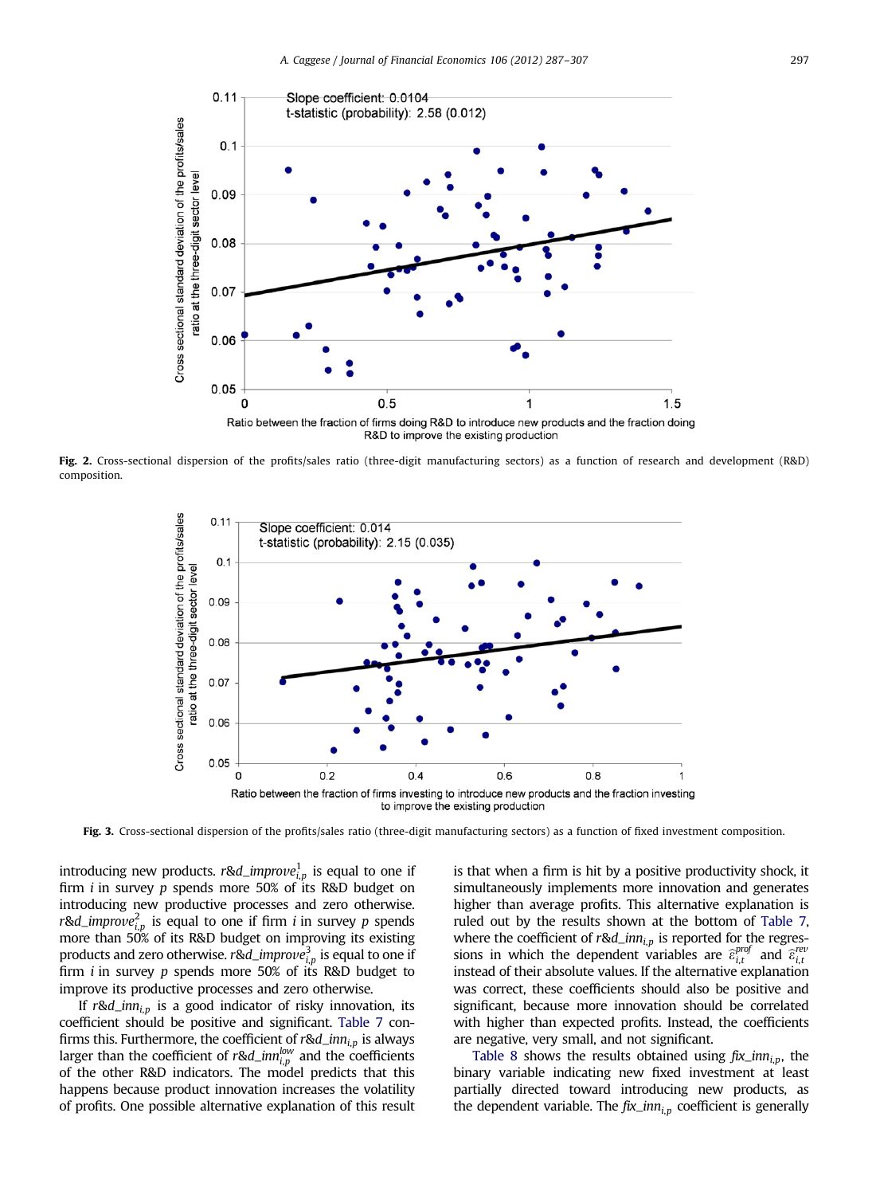Fig. 2. Cross-sectional dispersion of the profits/sales ratio (three-digit manufacturing sectors) as a function of research and development (R&D) composition.

Fig. 3. Cross-sectional dispersion of the profits/sales ratio (three-digit manufacturing sectors) as a function of fixed investment composition.

introducing new products. $r\&d\_improve^1_{i,p}$ is equal to one if firm $i$ in survey $p$ spends more 50% of its R&D budget on introducing new productive processes and zero otherwise. $r\&d\_improve^2_{i,p}$ is equal to one if firm $i$ in survey $p$ spends more than 50% of its R&D budget on improving its existing products and zero otherwise. $r\&d\_improve^3_{i,p}$ is equal to one if firm $i$ in survey $p$ spends more 50% of its R&D budget to improve its productive processes and zero otherwise.

If $r\&d\_inn_{i,p}$ is a good indicator of risky innovation, its coefficient should be positive and significant. Table 7 confirms this. Furthermore, the coefficient of $r\&d\_inn_{i,p}$ is always larger than the coefficient of $r\&d\_inn^{low}_{i,p}$ and the coefficients of the other R&D indicators. The model predicts that this happens because product innovation increases the volatility of profits. One possible alternative explanation of this result is that when a firm is hit by a positive productivity shock, it simultaneously implements more innovation and generates higher than average profits. This alternative explanation is ruled out by the results shown at the bottom of Table 7, where the coefficient of $r\&d\_inn_{i,p}$ is reported for the regressions in which the dependent variables are $\hat{\varepsilon}^{prof}_{i,t}$ and $\hat{\varepsilon}^{rev}_{i,t}$ instead of their absolute values. If the alternative explanation was correct, these coefficients should also be positive and significant, because more innovation should be correlated with higher than expected profits. Instead, the coefficients are negative, very small, and not significant.

Table 8 shows the results obtained using $fix\_inn_{i,p}$, the binary variable indicating new fixed investment at least partially directed toward introducing new products, as the dependent variable. The $fix\_inn_{i,p}$ coefficient is generally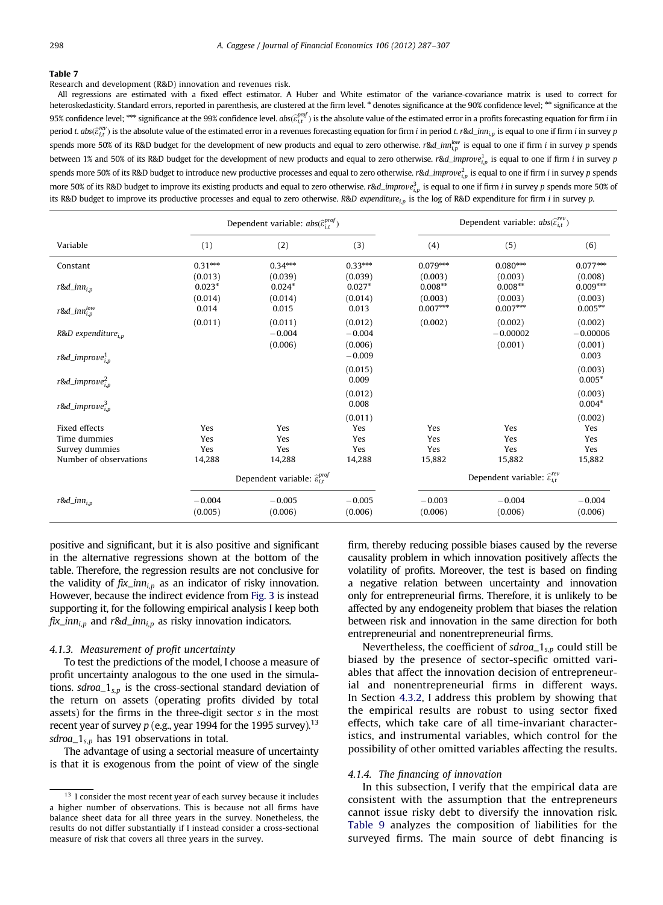**Table 7**

Research and development (R&D) innovation and revenues risk.

All regressions are estimated with a fixed effect estimator. A Huber and White estimator of the variance-covariance matrix is used to correct for heteroskedasticity. Standard errors, reported in parenthesis, are clustered at the firm level. * denotes significance at the 90% confidence level; ** significance at the 95% confidence level; *** significance at the 99% confidence level. $abs(\hat{\varepsilon}_{i,t}^{prof})$ is the absolute value of the estimated error in a profits forecasting equation for firm $i$ in period $t$. $abs(\hat{\varepsilon}_{i,t}^{rev})$ is the absolute value of the estimated error in a revenues forecasting equation for firm $i$ in period $t$. $r\&d\_inn_{i,p}$ is equal to one if firm $i$ in survey $p$ spends more 50% of its R&D budget for the development of new products and equal to zero otherwise. $r\&d\_inn_{i,p}^{low}$ is equal to one if firm $i$ in survey $p$ spends between 1% and 50% of its R&D budget for the development of new products and equal to zero otherwise. $r\&d\_improve_{i,p}^{1}$ is equal to one if firm $i$ in survey $p$ spends more 50% of its R&D budget to introduce new productive processes and equal to zero otherwise. $r\&d\_improve_{i,p}^{2}$ is equal to one if firm $i$ in survey $p$ spends more 50% of its R&D budget to improve its existing products and equal to zero otherwise. $r\&d\_improve_{i,p}^{3}$ is equal to one if firm $i$ in survey $p$ spends more 50% of its R&D budget to improve its productive processes and equal to zero otherwise. $R\&D\ expenditure_{i,p}$ is the log of R&D expenditure for firm $i$ in survey $p$.

| Variable | Dependent variable: $abs(\hat{\varepsilon}_{i,t}^{prof})$ | | | Dependent variable: $abs(\hat{\varepsilon}_{i,t}^{rev})$ | | |
|---|---|---|---|---|---|---|
| | (1) | (2) | (3) | (4) | (5) | (6) |
| Constant | 0.31*** | 0.34*** | 0.33*** | 0.079*** | 0.080*** | 0.077*** |
| | (0.013) | (0.039) | (0.039) | (0.003) | (0.003) | (0.008) |
| $r\&d\_inn_{i,p}$ | 0.023* | 0.024* | 0.027* | 0.008** | 0.008** | 0.009*** |
| | (0.014) | (0.014) | (0.014) | (0.003) | (0.003) | (0.003) |
| $r\&d\_inn_{i,p}^{low}$ | 0.014 | 0.015 | 0.013 | 0.007*** | 0.007*** | 0.005** |
| | (0.011) | (0.011) | (0.012) | (0.002) | (0.002) | (0.002) |
| $R\&D\ expenditure_{i,p}$ | | −0.004 | −0.004 | | −0.00002 | −0.00006 |
| | | (0.006) | (0.006) | | (0.001) | (0.001) |
| $r\&d\_improve_{i,p}^{1}$ | | | −0.009 | | | 0.003 |
| | | | (0.015) | | | (0.003) |
| $r\&d\_improve_{i,p}^{2}$ | | | 0.009 | | | 0.005* |
| | | | (0.012) | | | (0.003) |
| $r\&d\_improve_{i,p}^{3}$ | | | 0.008 | | | 0.004* |
| | | | (0.011) | | | (0.002) |
| Fixed effects | Yes | Yes | Yes | Yes | Yes | Yes |
| Time dummies | Yes | Yes | Yes | Yes | Yes | Yes |
| Survey dummies | Yes | Yes | Yes | Yes | Yes | Yes |
| Number of observations | 14,288 | 14,288 | 14,288 | 15,882 | 15,882 | 15,882 |
| | Dependent variable: $\hat{\varepsilon}_{i,t}^{prof}$ | | | Dependent variable: $\hat{\varepsilon}_{i,t}^{rev}$ | | |
| $r\&d\_inn_{i,p}$ | −0.004 | −0.005 | −0.005 | −0.003 | −0.004 | −0.004 |
| | (0.005) | (0.006) | (0.006) | (0.006) | (0.006) | (0.006) |

positive and significant, but it is also positive and significant in the alternative regressions shown at the bottom of the table. Therefore, the regression results are not conclusive for the validity of $fix\_inn_{i,p}$ as an indicator of risky innovation. However, because the indirect evidence from Fig. 3 is instead supporting it, for the following empirical analysis I keep both $fix\_inn_{i,p}$ and $r\&d\_inn_{i,p}$ as risky innovation indicators.

### 4.1.3. Measurement of profit uncertainty

To test the predictions of the model, I choose a measure of profit uncertainty analogous to the one used in the simulations. $sdroa\_1_{s,p}$ is the cross-sectional standard deviation of the return on assets (operating profits divided by total assets) for the firms in the three-digit sector $s$ in the most recent year of survey $p$ (e.g., year 1994 for the 1995 survey).[13] $sdroa\_1_{s,p}$ has 191 observations in total.

The advantage of using a sectorial measure of uncertainty is that it is exogenous from the point of view of the single firm, thereby reducing possible biases caused by the reverse causality problem in which innovation positively affects the volatility of profits. Moreover, the test is based on finding a negative relation between uncertainty and innovation only for entrepreneurial firms. Therefore, it is unlikely to be affected by any endogeneity problem that biases the relation between risk and innovation in the same direction for both entrepreneurial and nonentrepreneurial firms.

Nevertheless, the coefficient of $sdroa\_1_{s,p}$ could still be biased by the presence of sector-specific omitted variables that affect the innovation decision of entrepreneurial and nonentrepreneurial firms in different ways. In Section 4.3.2, I address this problem by showing that the empirical results are robust to using sector fixed effects, which take care of all time-invariant characteristics, and instrumental variables, which control for the possibility of other omitted variables affecting the results.

### 4.1.4. The financing of innovation

In this subsection, I verify that the empirical data are consistent with the assumption that the entrepreneurs cannot issue risky debt to diversify the innovation risk. Table 9 analyzes the composition of liabilities for the surveyed firms. The main source of debt financing is

[13] I consider the most recent year of each survey because it includes a higher number of observations. This is because not all firms have balance sheet data for all three years in the survey. Nonetheless, the results do not differ substantially if I instead consider a cross-sectional measure of risk that covers all three years in the survey.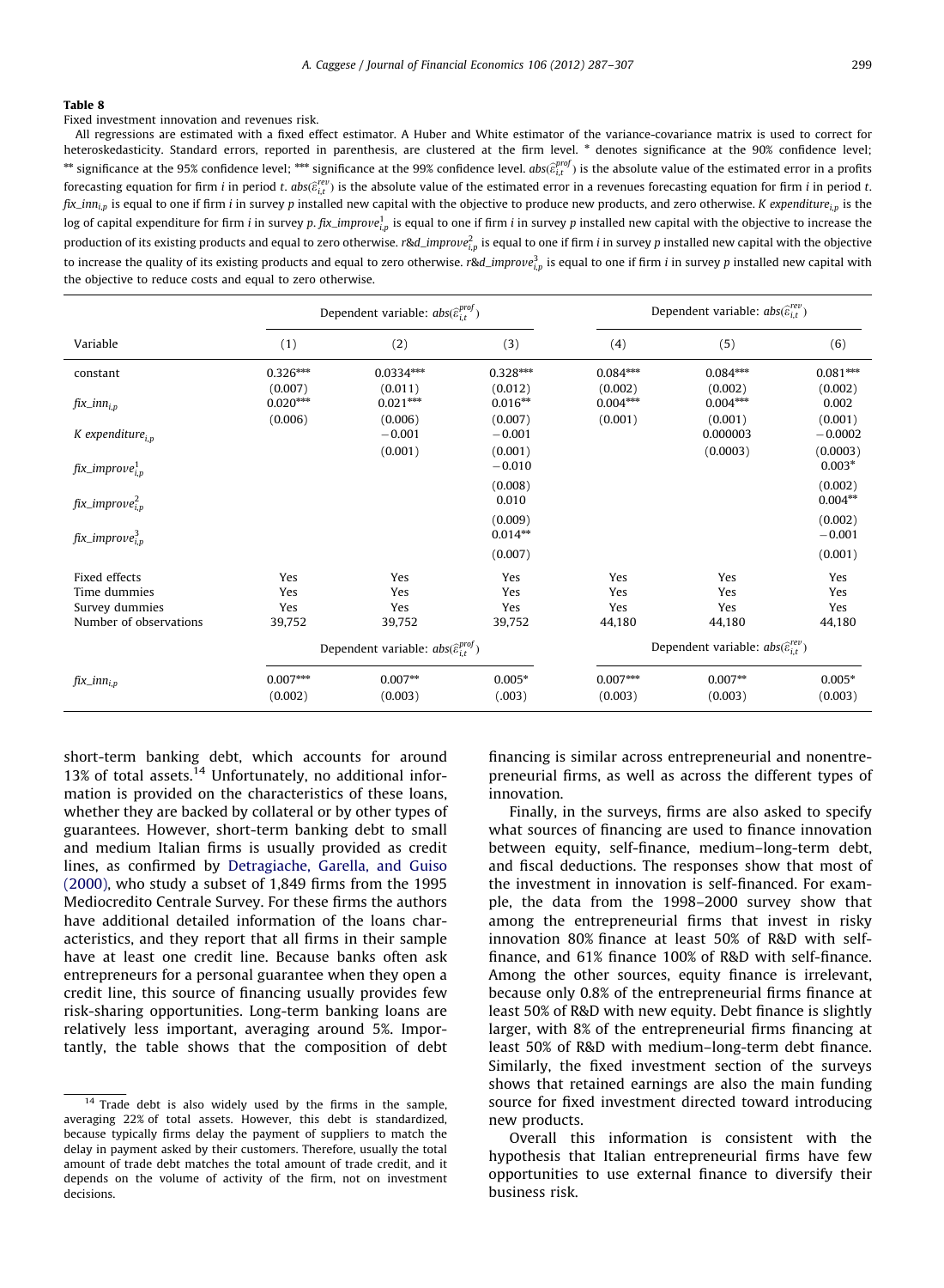**Table 8**

Fixed investment innovation and revenues risk.

All regressions are estimated with a fixed effect estimator. A Huber and White estimator of the variance-covariance matrix is used to correct for heteroskedasticity. Standard errors, reported in parenthesis, are clustered at the firm level. * denotes significance at the 90% confidence level; ** significance at the 95% confidence level; *** significance at the 99% confidence level. $abs(\hat{\varepsilon}_{i,t}^{prof})$ is the absolute value of the estimated error in a profits forecasting equation for firm $i$ in period $t$. $abs(\hat{\varepsilon}_{i,t}^{rev})$ is the absolute value of the estimated error in a revenues forecasting equation for firm $i$ in period $t$. $fix\_inn_{i,p}$ is equal to one if firm $i$ in survey $p$ installed new capital with the objective to produce new products, and zero otherwise. $K\ expenditure_{i,p}$ is the log of capital expenditure for firm $i$ in survey $p$. $fix\_improve_{i,p}^{1}$ is equal to one if firm $i$ in survey $p$ installed new capital with the objective to increase the production of its existing products and equal to zero otherwise. $r\&d\_improve_{i,p}^{2}$ is equal to one if firm $i$ in survey $p$ installed new capital with the objective to increase the quality of its existing products and equal to zero otherwise. $r\&d\_improve_{i,p}^{3}$ is equal to one if firm $i$ in survey $p$ installed new capital with the objective to reduce costs and equal to zero otherwise.

| Variable | Dependent variable: $abs(\hat{\varepsilon}_{i,t}^{prof})$ | | | Dependent variable: $abs(\hat{\varepsilon}_{i,t}^{rev})$ | | |
|---|---|---|---|---|---|---|
| | (1) | (2) | (3) | (4) | (5) | (6) |
| constant | 0.326*** | 0.0334*** | 0.328*** | 0.084*** | 0.084*** | 0.081*** |
| | (0.007) | (0.011) | (0.012) | (0.002) | (0.002) | (0.002) |
| $fix\_inn_{i,p}$ | 0.020*** | 0.021*** | 0.016** | 0.004*** | 0.004*** | 0.002 |
| | (0.006) | (0.006) | (0.007) | (0.001) | (0.001) | (0.001) |
| $K\ expenditure_{i,p}$ | | −0.001 | −0.001 | | 0.000003 | −0.0002 |
| | | (0.001) | (0.001) | | (0.0003) | (0.0003) |
| $fix\_improve_{i,p}^{1}$ | | | −0.010 | | | 0.003* |
| | | | (0.008) | | | (0.002) |
| $fix\_improve_{i,p}^{2}$ | | | 0.010 | | | 0.004** |
| | | | (0.009) | | | (0.002) |
| $fix\_improve_{i,p}^{3}$ | | | 0.014** | | | −0.001 |
| | | | (0.007) | | | (0.001) |
| Fixed effects | Yes | Yes | Yes | Yes | Yes | Yes |
| Time dummies | Yes | Yes | Yes | Yes | Yes | Yes |
| Survey dummies | Yes | Yes | Yes | Yes | Yes | Yes |
| Number of observations | 39,752 | 39,752 | 39,752 | 44,180 | 44,180 | 44,180 |
| | Dependent variable: $abs(\hat{\varepsilon}_{i,t}^{prof})$ | | | Dependent variable: $abs(\hat{\varepsilon}_{i,t}^{rev})$ | | |
| $fix\_inn_{i,p}$ | 0.007*** | 0.007** | 0.005* | 0.007*** | 0.007** | 0.005* |
| | (0.002) | (0.003) | (.003) | (0.003) | (0.003) | (0.003) |

short-term banking debt, which accounts for around 13% of total assets.[14] Unfortunately, no additional information is provided on the characteristics of these loans, whether they are backed by collateral or by other types of guarantees. However, short-term banking debt to small and medium Italian firms is usually provided as credit lines, as confirmed by Detragiache, Garella, and Guiso (2000), who study a subset of 1,849 firms from the 1995 Mediocredito Centrale Survey. For these firms the authors have additional detailed information of the loans characteristics, and they report that all firms in their sample have at least one credit line. Because banks often ask entrepreneurs for a personal guarantee when they open a credit line, this source of financing usually provides few risk-sharing opportunities. Long-term banking loans are relatively less important, averaging around 5%. Importantly, the table shows that the composition of debt financing is similar across entrepreneurial and nonentrepreneurial firms, as well as across the different types of innovation.

Finally, in the surveys, firms are also asked to specify what sources of financing are used to finance innovation between equity, self-finance, medium–long-term debt, and fiscal deductions. The responses show that most of the investment in innovation is self-financed. For example, the data from the 1998–2000 survey show that among the entrepreneurial firms that invest in risky innovation 80% finance at least 50% of R&D with self-finance, and 61% finance 100% of R&D with self-finance. Among the other sources, equity finance is irrelevant, because only 0.8% of the entrepreneurial firms finance at least 50% of R&D with new equity. Debt finance is slightly larger, with 8% of the entrepreneurial firms financing at least 50% of R&D with medium–long-term debt finance. Similarly, the fixed investment section of the surveys shows that retained earnings are also the main funding source for fixed investment directed toward introducing new products.

Overall this information is consistent with the hypothesis that Italian entrepreneurial firms have few opportunities to use external finance to diversify their business risk.

[14] Trade debt is also widely used by the firms in the sample, averaging 22% of total assets. However, this debt is standardized, because typically firms delay the payment of suppliers to match the delay in payment asked by their customers. Therefore, usually the total amount of trade debt matches the total amount of trade credit, and it depends on the volume of activity of the firm, not on investment decisions.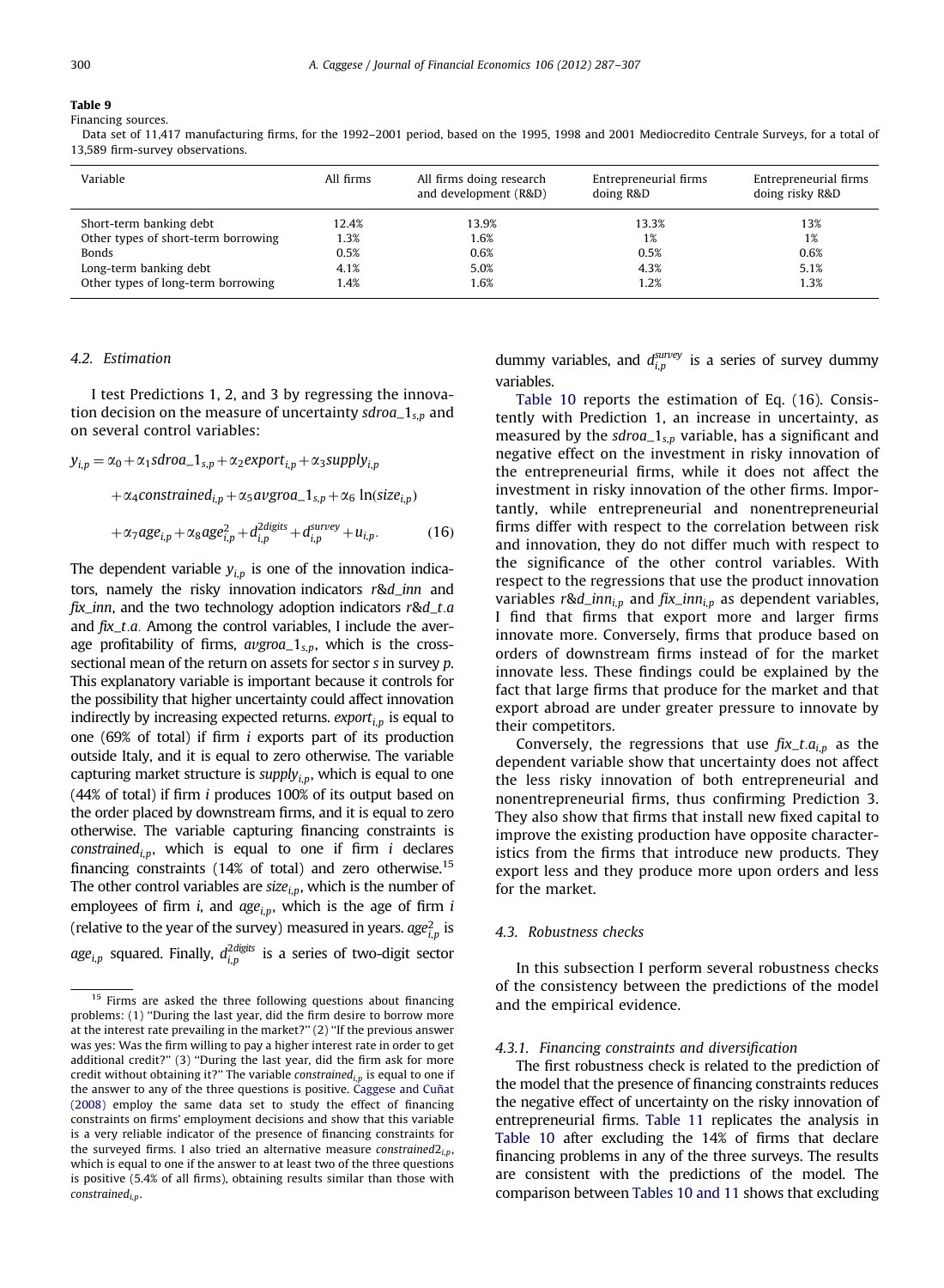**Table 9**

Financing sources.

Data set of 11,417 manufacturing firms, for the 1992–2001 period, based on the 1995, 1998 and 2001 Mediocredito Centrale Surveys, for a total of 13,589 firm-survey observations.

| Variable | All firms | All firms doing research and development (R&D) | Entrepreneurial firms doing R&D | Entrepreneurial firms doing risky R&D |
|---|---|---|---|---|
| Short-term banking debt | 12.4% | 13.9% | 13.3% | 13% |
| Other types of short-term borrowing | 1.3% | 1.6% | 1% | 1% |
| Bonds | 0.5% | 0.6% | 0.5% | 0.6% |
| Long-term banking debt | 4.1% | 5.0% | 4.3% | 5.1% |
| Other types of long-term borrowing | 1.4% | 1.6% | 1.2% | 1.3% |

### 4.2. Estimation

I test Predictions 1, 2, and 3 by regressing the innovation decision on the measure of uncertainty $sdroa\_1_{s,p}$ and on several control variables:

$$y_{i,p} = \alpha_0 + \alpha_1 sdroa\_1_{s,p} + \alpha_2 export_{i,p} + \alpha_3 supply_{i,p} + \alpha_4 constrained_{i,p} + \alpha_5 avgroa\_1_{s,p} + \alpha_6 \ln(size_{i,p}) + \alpha_7 age_{i,p} + \alpha_8 age^2_{i,p} + d^{2digits}_{i,p} + d^{survey}_{i,p} + u_{i,p}. \quad (16)$$

The dependent variable $y_{i,p}$ is one of the innovation indicators, namely the risky innovation indicators *r&d_inn* and *fix_inn*, and the two technology adoption indicators *r&d_t.a* and *fix_t.a*. Among the control variables, I include the average profitability of firms, $avgroa\_1_{s,p}$, which is the cross-sectional mean of the return on assets for sector $s$ in survey $p$. This explanatory variable is important because it controls for the possibility that higher uncertainty could affect innovation indirectly by increasing expected returns. $export_{i,p}$ is equal to one (69% of total) if firm $i$ exports part of its production outside Italy, and it is equal to zero otherwise. The variable capturing market structure is $supply_{i,p}$, which is equal to one (44% of total) if firm $i$ produces 100% of its output based on the order placed by downstream firms, and it is equal to zero otherwise. The variable capturing financing constraints is $constrained_{i,p}$, which is equal to one if firm $i$ declares financing constraints (14% of total) and zero otherwise.[15] The other control variables are $size_{i,p}$, which is the number of employees of firm $i$, and $age_{i,p}$, which is the age of firm $i$ (relative to the year of the survey) measured in years. $age^2_{i,p}$ is $age_{i,p}$ squared. Finally, $d^{2digits}_{i,p}$ is a series of two-digit sector dummy variables, and $d^{survey}_{i,p}$ is a series of survey dummy variables.

Table 10 reports the estimation of Eq. (16). Consistently with Prediction 1, an increase in uncertainty, as measured by the $sdroa\_1_{s,p}$ variable, has a significant and negative effect on the investment in risky innovation of the entrepreneurial firms, while it does not affect the investment in risky innovation of the other firms. Importantly, while entrepreneurial and nonentrepreneurial firms differ with respect to the correlation between risk and innovation, they do not differ much with respect to the significance of the other control variables. With respect to the regressions that use the product innovation variables $r\&d\_inn_{i,p}$ and $fix\_inn_{i,p}$ as dependent variables, I find that firms that export more and larger firms innovate more. Conversely, firms that produce based on orders of downstream firms instead of for the market innovate less. These findings could be explained by the fact that large firms that produce for the market and that export abroad are under greater pressure to innovate by their competitors.

Conversely, the regressions that use $fix\_t.a_{i,p}$ as the dependent variable show that uncertainty does not affect the less risky innovation of both entrepreneurial and nonentrepreneurial firms, thus confirming Prediction 3. They also show that firms that install new fixed capital to improve the existing production have opposite characteristics from the firms that introduce new products. They export less and they produce more upon orders and less for the market.

### 4.3. Robustness checks

In this subsection I perform several robustness checks of the consistency between the predictions of the model and the empirical evidence.

#### 4.3.1. Financing constraints and diversification

The first robustness check is related to the prediction of the model that the presence of financing constraints reduces the negative effect of uncertainty on the risky innovation of entrepreneurial firms. Table 11 replicates the analysis in Table 10 after excluding the 14% of firms that declare financing problems in any of the three surveys. The results are consistent with the predictions of the model. The comparison between Tables 10 and 11 shows that excluding

[15] Firms are asked the three following questions about financing problems: (1) "During the last year, did the firm desire to borrow more at the interest rate prevailing in the market?" (2) "If the previous answer was yes: Was the firm willing to pay a higher interest rate in order to get additional credit?" (3) "During the last year, did the firm ask for more credit without obtaining it?" The variable $constrained_{i,p}$ is equal to one if the answer to any of the three questions is positive. Caggese and Cuñat (2008) employ the same data set to study the effect of financing constraints on firms' employment decisions and show that this variable is a very reliable indicator of the presence of financing constraints for the surveyed firms. I also tried an alternative measure $constrained2_{i,p}$, which is equal to one if the answer to at least two of the three questions is positive (5.4% of all firms), obtaining results similar than those with $constrained_{i,p}$.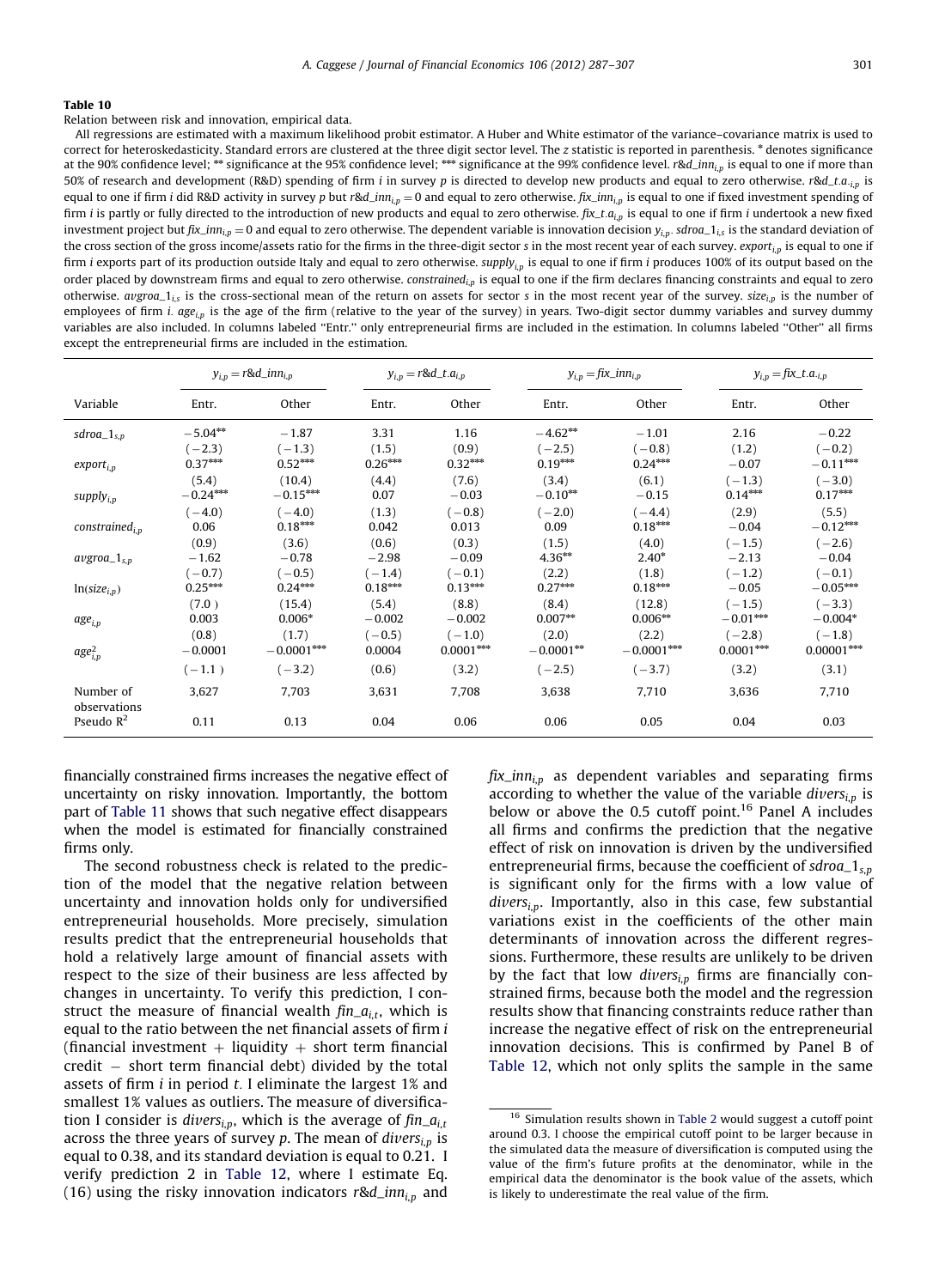**Table 10**

Relation between risk and innovation, empirical data.

All regressions are estimated with a maximum likelihood probit estimator. A Huber and White estimator of the variance–covariance matrix is used to correct for heteroskedasticity. Standard errors are clustered at the three digit sector level. The z statistic is reported in parenthesis. * denotes significance at the 90% confidence level; ** significance at the 95% confidence level; *** significance at the 99% confidence level. $r\&d\_inn_{i,p}$ is equal to one if more than 50% of research and development (R&D) spending of firm $i$ in survey $p$ is directed to develop new products and equal to zero otherwise. $r\&d\_t.a._{i,p}$ is equal to one if firm $i$ did R&D activity in survey $p$ but $r\&d\_inn_{i,p}=0$ and equal to zero otherwise. $fix\_inn_{i,p}$ is equal to one if fixed investment spending of firm $i$ is partly or fully directed to the introduction of new products and equal to zero otherwise. $fix\_t.a._{i,p}$ is equal to one if firm $i$ undertook a new fixed investment project but $fix\_inn_{i,p}=0$ and equal to zero otherwise. The dependent variable is innovation decision $y_{i,p}$. $sdroa\_1_{i,s}$ is the standard deviation of the cross section of the gross income/assets ratio for the firms in the three-digit sector $s$ in the most recent year of each survey. $export_{i,p}$ is equal to one if firm $i$ exports part of its production outside Italy and equal to zero otherwise. $supply_{i,p}$ is equal to one if firm $i$ produces 100% of its output based on the order placed by downstream firms and equal to zero otherwise. $constrained_{i,p}$ is equal to one if the firm declares financing constraints and equal to zero otherwise. $avgroa\_1_{i,s}$ is the cross-sectional mean of the return on assets for sector $s$ in the most recent year of the survey. $size_{i,p}$ is the number of employees of firm $i$. $age_{i,p}$ is the age of the firm (relative to the year of the survey) in years. Two-digit sector dummy variables and survey dummy variables are also included. In columns labeled "Entr." only entrepreneurial firms are included in the estimation. In columns labeled "Other" all firms except the entrepreneurial firms are included in the estimation.

| | $y_{i,p}=r\&d\_inn_{i,p}$ | | $y_{i,p}=r\&d\_t.a._{i,p}$ | | $y_{i,p}=fix\_inn_{i,p}$ | | $y_{i,p}=fix\_t.a._{i,p}$ | |
|---|---|---|---|---|---|---|---|---|
| Variable | Entr. | Other | Entr. | Other | Entr. | Other | Entr. | Other |
| $sdroa\_1_{s,p}$ | −5.04** | −1.87 | 3.31 | 1.16 | −4.62** | −1.01 | 2.16 | −0.22 |
| | (−2.3) | (−1.3) | (1.5) | (0.9) | (−2.5) | (−0.8) | (1.2) | (−0.2) |
| $export_{i,p}$ | 0.37*** | 0.52*** | 0.26*** | 0.32*** | 0.19*** | 0.24*** | −0.07 | −0.11*** |
| | (5.4) | (10.4) | (4.4) | (7.6) | (3.4) | (6.1) | (−1.3) | (−3.0) |
| $supply_{i,p}$ | −0.24*** | −0.15*** | 0.07 | −0.03 | −0.10** | −0.15 | 0.14*** | 0.17*** |
| | (−4.0) | (−4.0) | (1.3) | (−0.8) | (−2.0) | (−4.4) | (2.9) | (5.5) |
| $constrained_{i,p}$ | 0.06 | 0.18*** | 0.042 | 0.013 | 0.09 | 0.18*** | −0.04 | −0.12*** |
| | (0.9) | (3.6) | (0.6) | (0.3) | (1.5) | (4.0) | (−1.5) | (−2.6) |
| $avgroa\_1_{s,p}$ | −1.62 | −0.78 | −2.98 | −0.09 | 4.36** | 2.40* | −2.13 | −0.04 |
| | (−0.7) | (−0.5) | (−1.4) | (−0.1) | (2.2) | (1.8) | (−1.2) | (−0.1) |
| $\ln(size_{i,p})$ | 0.25*** | 0.24*** | 0.18*** | 0.13*** | 0.27*** | 0.18*** | −0.05 | −0.05*** |
| | (7.0) | (15.4) | (5.4) | (8.8) | (8.4) | (12.8) | (−1.5) | (−3.3) |
| $age_{i,p}$ | 0.003 | 0.006* | −0.002 | −0.002 | 0.007** | 0.006** | −0.01*** | −0.004* |
| | (0.8) | (1.7) | (−0.5) | (−1.0) | (2.0) | (2.2) | (−2.8) | (−1.8) |
| $age^2_{i,p}$ | −0.0001 | −0.0001*** | 0.0004 | 0.0001*** | −0.0001** | −0.0001*** | 0.0001*** | 0.00001*** |
| | (−1.1) | (−3.2) | (0.6) | (3.2) | (−2.5) | (−3.7) | (3.2) | (3.1) |
| Number of observations | 3,627 | 7,703 | 3,631 | 7,708 | 3,638 | 7,710 | 3,636 | 7,710 |
| Pseudo $R^2$ | 0.11 | 0.13 | 0.04 | 0.06 | 0.06 | 0.05 | 0.04 | 0.03 |

financially constrained firms increases the negative effect of uncertainty on risky innovation. Importantly, the bottom part of Table 11 shows that such negative effect disappears when the model is estimated for financially constrained firms only.

The second robustness check is related to the prediction of the model that the negative relation between uncertainty and innovation holds only for undiversified entrepreneurial households. More precisely, simulation results predict that the entrepreneurial households that hold a relatively large amount of financial assets with respect to the size of their business are less affected by changes in uncertainty. To verify this prediction, I construct the measure of financial wealth $fin\_a_{i,t}$, which is equal to the ratio between the net financial assets of firm $i$ (financial investment + liquidity + short term financial credit − short term financial debt) divided by the total assets of firm $i$ in period $t$. I eliminate the largest 1% and smallest 1% values as outliers. The measure of diversification I consider is $divers_{i,p}$, which is the average of $fin\_a_{i,t}$ across the three years of survey $p$. The mean of $divers_{i,p}$ is equal to 0.38, and its standard deviation is equal to 0.21. I verify prediction 2 in Table 12, where I estimate Eq. (16) using the risky innovation indicators $r\&d\_inn_{i,p}$ and $fix\_inn_{i,p}$ as dependent variables and separating firms according to whether the value of the variable $divers_{i,p}$ is below or above the 0.5 cutoff point.[16] Panel A includes all firms and confirms the prediction that the negative effect of risk on innovation is driven by the undiversified entrepreneurial firms, because the coefficient of $sdroa\_1_{s,p}$ is significant only for the firms with a low value of $divers_{i,p}$. Importantly, also in this case, few substantial variations exist in the coefficients of the other main determinants of innovation across the different regressions. Furthermore, these results are unlikely to be driven by the fact that low $divers_{i,p}$ firms are financially constrained firms, because both the model and the regression results show that financing constraints reduce rather than increase the negative effect of risk on the entrepreneurial innovation decisions. This is confirmed by Panel B of Table 12, which not only splits the sample in the same

[16] Simulation results shown in Table 2 would suggest a cutoff point around 0.3. I choose the empirical cutoff point to be larger because in the simulated data the measure of diversification is computed using the value of the firm's future profits at the denominator, while in the empirical data the denominator is the book value of the assets, which is likely to underestimate the real value of the firm.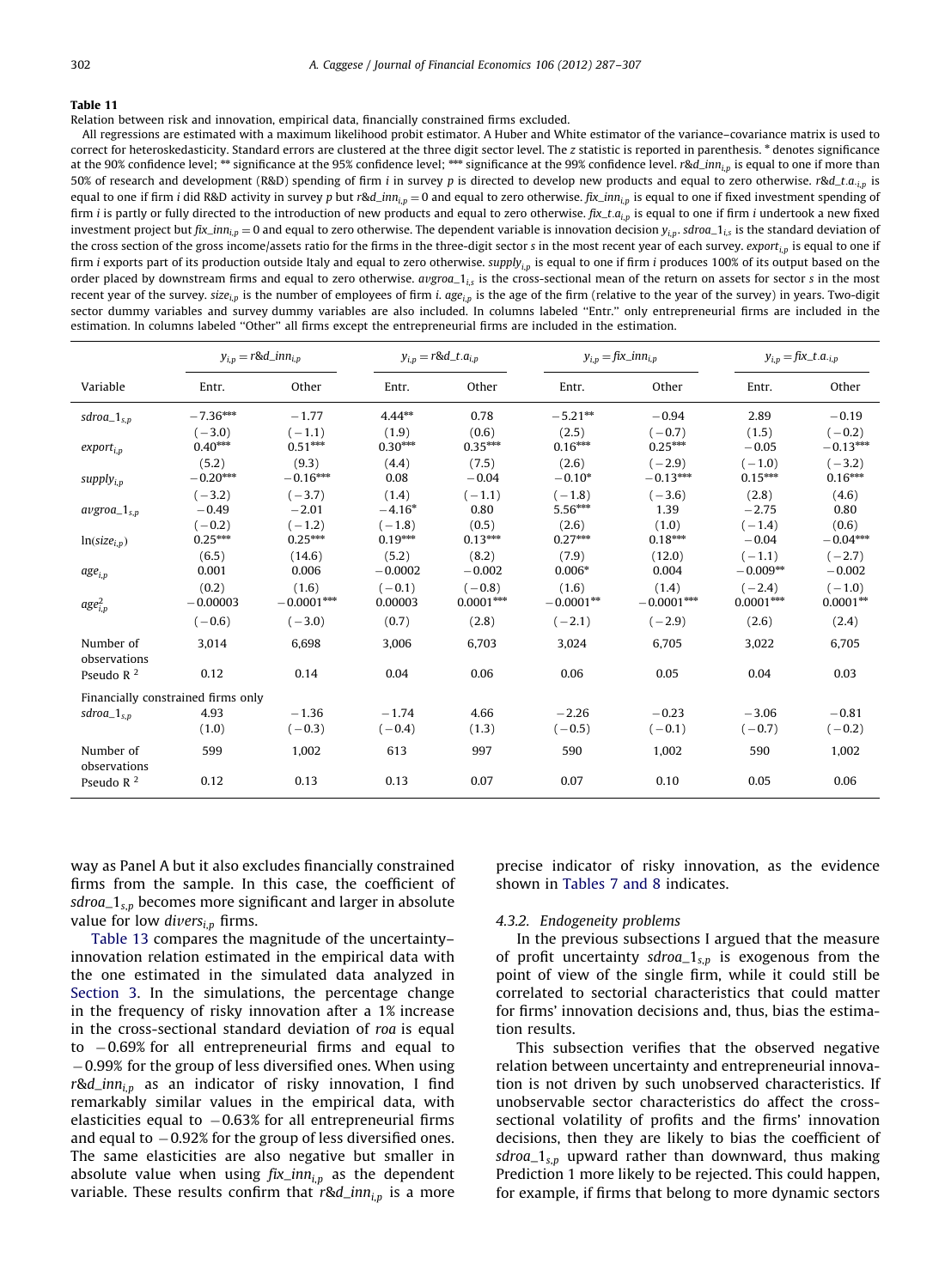**Table 11**

Relation between risk and innovation, empirical data, financially constrained firms excluded.

All regressions are estimated with a maximum likelihood probit estimator. A Huber and White estimator of the variance–covariance matrix is used to correct for heteroskedasticity. Standard errors are clustered at the three digit sector level. The z statistic is reported in parenthesis. * denotes significance at the 90% confidence level; ** significance at the 95% confidence level; *** significance at the 99% confidence level. $r\&d\_inn_{i,p}$ is equal to one if more than 50% of research and development (R&D) spending of firm $i$ in survey $p$ is directed to develop new products and equal to zero otherwise. $r\&d\_t.a._{i,p}$ is equal to one if firm $i$ did R&D activity in survey $p$ but $r\&d\_inn_{i,p}=0$ and equal to zero otherwise. $fix\_inn_{i,p}$ is equal to one if fixed investment spending of firm $i$ is partly or fully directed to the introduction of new products and equal to zero otherwise. $fix\_t.a._{i,p}$ is equal to one if firm $i$ undertook a new fixed investment project but $fix\_inn_{i,p}=0$ and equal to zero otherwise. The dependent variable is innovation decision $y_{i,p}$. $sdroa\_1_{i,s}$ is the standard deviation of the cross section of the gross income/assets ratio for the firms in the three-digit sector $s$ in the most recent year of each survey. $export_{i,p}$ is equal to one if firm $i$ exports part of its production outside Italy and equal to zero otherwise. $supply_{i,p}$ is equal to one if firm $i$ produces 100% of its output based on the order placed by downstream firms and equal to zero otherwise. $avgroa\_1_{i,s}$ is the cross-sectional mean of the return on assets for sector $s$ in the most recent year of the survey. $size_{i,p}$ is the number of employees of firm $i$. $age_{i,p}$ is the age of the firm (relative to the year of the survey) in years. Two-digit sector dummy variables and survey dummy variables are also included. In columns labeled "Entr." only entrepreneurial firms are included in the estimation. In columns labeled "Other" all firms except the entrepreneurial firms are included in the estimation.

| | $y_{i,p}=r\&d\_inn_{i,p}$ | | $y_{i,p}=r\&d\_t.a._{i,p}$ | | $y_{i,p}=fix\_inn_{i,p}$ | | $y_{i,p}=fix\_t.a._{i,p}$ | |
|---|---|---|---|---|---|---|---|---|
| Variable | Entr. | Other | Entr. | Other | Entr. | Other | Entr. | Other |
| $sdroa\_1_{s,p}$ | −7.36*** | −1.77 | 4.44** | 0.78 | −5.21** | −0.94 | 2.89 | −0.19 |
| | (−3.0) | (−1.1) | (1.9) | (0.6) | (2.5) | (−0.7) | (1.5) | (−0.2) |
| $export_{i,p}$ | 0.40*** | 0.51*** | 0.30*** | 0.35*** | 0.16*** | 0.25*** | −0.05 | −0.13*** |
| | (5.2) | (9.3) | (4.4) | (7.5) | (2.6) | (−2.9) | (−1.0) | (−3.2) |
| $supply_{i,p}$ | −0.20*** | −0.16*** | 0.08 | −0.04 | −0.10* | −0.13*** | 0.15*** | 0.16*** |
| | (−3.2) | (−3.7) | (1.4) | (−1.1) | (−1.8) | (−3.6) | (2.8) | (4.6) |
| $avgroa\_1_{s,p}$ | −0.49 | −2.01 | −4.16* | 0.80 | 5.56*** | 1.39 | −2.75 | 0.80 |
| | (−0.2) | (−1.2) | (−1.8) | (0.5) | (2.6) | (1.0) | (−1.4) | (0.6) |
| $\ln(size_{i,p})$ | 0.25*** | 0.25*** | 0.19*** | 0.13*** | 0.27*** | 0.18*** | −0.04 | −0.04*** |
| | (6.5) | (14.6) | (5.2) | (8.2) | (7.9) | (12.0) | (−1.1) | (−2.7) |
| $age_{i,p}$ | 0.001 | 0.006 | −0.0002 | −0.002 | 0.006* | 0.004 | −0.009** | −0.002 |
| | (0.2) | (1.6) | (−0.1) | (−0.8) | (1.6) | (1.4) | (−2.4) | (−1.0) |
| $age^2_{i,p}$ | −0.00003 | −0.0001*** | 0.00003 | 0.0001*** | −0.0001** | −0.0001*** | 0.0001*** | 0.0001** |
| | (−0.6) | (−3.0) | (0.7) | (2.8) | (−2.1) | (−2.9) | (2.6) | (2.4) |
| Number of observations | 3,014 | 6,698 | 3,006 | 6,703 | 3,024 | 6,705 | 3,022 | 6,705 |
| Pseudo $R^2$ | 0.12 | 0.14 | 0.04 | 0.06 | 0.06 | 0.05 | 0.04 | 0.03 |
| Financially constrained firms only | | | | | | | | |
| $sdroa\_1_{s,p}$ | 4.93 | −1.36 | −1.74 | 4.66 | −2.26 | −0.23 | −3.06 | −0.81 |
| | (1.0) | (−0.3) | (−0.4) | (1.3) | (−0.5) | (−0.1) | (−0.7) | (−0.2) |
| Number of observations | 599 | 1,002 | 613 | 997 | 590 | 1,002 | 590 | 1,002 |
| Pseudo $R^2$ | 0.12 | 0.13 | 0.13 | 0.07 | 0.07 | 0.10 | 0.05 | 0.06 |

way as Panel A but it also excludes financially constrained firms from the sample. In this case, the coefficient of $sdroa\_1_{s,p}$ becomes more significant and larger in absolute value for low $divers_{i,p}$ firms.

Table 13 compares the magnitude of the uncertainty–innovation relation estimated in the empirical data with the one estimated in the simulated data analyzed in Section 3. In the simulations, the percentage change in the frequency of risky innovation after a 1% increase in the cross-sectional standard deviation of $roa$ is equal to −0.69% for all entrepreneurial firms and equal to −0.99% for the group of less diversified ones. When using $r\&d\_inn_{i,p}$ as an indicator of risky innovation, I find remarkably similar values in the empirical data, with elasticities equal to −0.63% for all entrepreneurial firms and equal to −0.92% for the group of less diversified ones. The same elasticities are also negative but smaller in absolute value when using $fix\_inn_{i,p}$ as the dependent variable. These results confirm that $r\&d\_inn_{i,p}$ is a more precise indicator of risky innovation, as the evidence shown in Tables 7 and 8 indicates.

#### 4.3.2. Endogeneity problems

In the previous subsections I argued that the measure of profit uncertainty $sdroa\_1_{s,p}$ is exogenous from the point of view of the single firm, while it could still be correlated to sectorial characteristics that could matter for firms' innovation decisions and, thus, bias the estimation results.

This subsection verifies that the observed negative relation between uncertainty and entrepreneurial innovation is not driven by such unobserved characteristics. If unobservable sector characteristics do affect the cross-sectional volatility of profits and the firms' innovation decisions, then they are likely to bias the coefficient of $sdroa\_1_{s,p}$ upward rather than downward, thus making Prediction 1 more likely to be rejected. This could happen, for example, if firms that belong to more dynamic sectors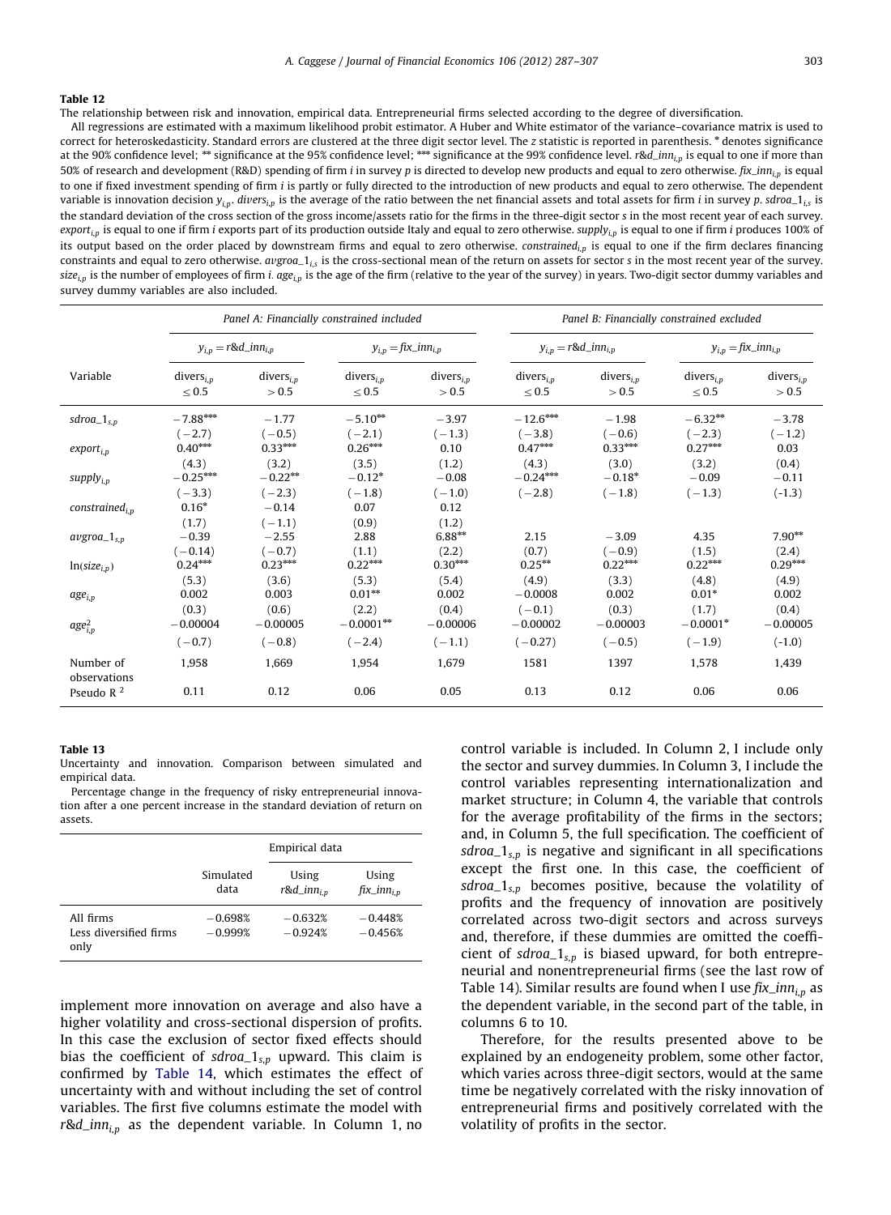**Table 12**

The relationship between risk and innovation, empirical data. Entrepreneurial firms selected according to the degree of diversification.

All regressions are estimated with a maximum likelihood probit estimator. A Huber and White estimator of the variance–covariance matrix is used to correct for heteroskedasticity. Standard errors are clustered at the three digit sector level. The z statistic is reported in parenthesis. * denotes significance at the 90% confidence level; ** significance at the 95% confidence level; *** significance at the 99% confidence level. $r\&d\_inn_{i,p}$ is equal to one if more than 50% of research and development (R&D) spending of firm $i$ in survey $p$ is directed to develop new products and equal to zero otherwise. $fix\_inn_{i,p}$ is equal to one if fixed investment spending of firm $i$ is partly or fully directed to the introduction of new products and equal to zero otherwise. The dependent variable is innovation decision $y_{i,p}$. $divers_{i,p}$ is the average of the ratio between the net financial assets and total assets for firm $i$ in survey $p$. $sdroa\_1_{i,s}$ is the standard deviation of the cross section of the gross income/assets ratio for the firms in the three-digit sector $s$ in the most recent year of each survey. $export_{i,p}$ is equal to one if firm $i$ exports part of its production outside Italy and equal to zero otherwise. $supply_{i,p}$ is equal to one if firm $i$ produces 100% of its output based on the order placed by downstream firms and equal to zero otherwise. $constrained_{i,p}$ is equal to one if the firm declares financing constraints and equal to zero otherwise. $avgroa\_1_{i,s}$ is the cross-sectional mean of the return on assets for sector $s$ in the most recent year of the survey. $size_{i,p}$ is the number of employees of firm $i$. $age_{i,p}$ is the age of the firm (relative to the year of the survey) in years. Two-digit sector dummy variables and survey dummy variables are also included.

| | Panel A: Financially constrained included | | | | Panel B: Financially constrained excluded | | | |
|---|---|---|---|---|---|---|---|---|
| | $y_{i,p}=r\&d\_inn_{i,p}$ | | $y_{i,p}=fix\_inn_{i,p}$ | | $y_{i,p}=r\&d\_inn_{i,p}$ | | $y_{i,p}=fix\_inn_{i,p}$ | |
| Variable | $divers_{i,p} \leq 0.5$ | $divers_{i,p} > 0.5$ | $divers_{i,p} \leq 0.5$ | $divers_{i,p} > 0.5$ | $divers_{i,p} \leq 0.5$ | $divers_{i,p} > 0.5$ | $divers_{i,p} \leq 0.5$ | $divers_{i,p} > 0.5$ |
| $sdroa\_1_{s,p}$ | −7.88*** | −1.77 | −5.10** | −3.97 | −12.6*** | −1.98 | −6.32** | −3.78 |
| | (−2.7) | (−0.5) | (−2.1) | (−1.3) | (−3.8) | (−0.6) | (−2.3) | (−1.2) |
| $export_{i,p}$ | 0.40*** | 0.33*** | 0.26*** | 0.10 | 0.47*** | 0.33*** | 0.27*** | 0.03 |
| | (4.3) | (3.2) | (3.5) | (1.2) | (4.3) | (3.0) | (3.2) | (0.4) |
| $supply_{i,p}$ | −0.25*** | −0.22** | −0.12* | −0.08 | −0.24*** | −0.18* | −0.09 | −0.11 |
| | (−3.3) | (−2.3) | (−1.8) | (−1.0) | (−2.8) | (−1.8) | (−1.3) | (-1.3) |
| $constrained_{i,p}$ | 0.16* | −0.14 | 0.07 | 0.12 | | | | |
| | (1.7) | (−1.1) | (0.9) | (1.2) | | | | |
| $avgroa\_1_{s,p}$ | −0.39 | −2.55 | 2.88 | 6.88** | 2.15 | −3.09 | 4.35 | 7.90** |
| | (−0.14) | (−0.7) | (1.1) | (2.2) | (0.7) | (−0.9) | (1.5) | (2.4) |
| $\ln(size_{i,p})$ | 0.24*** | 0.23*** | 0.22*** | 0.30*** | 0.25** | 0.22*** | 0.22*** | 0.29*** |
| | (5.3) | (3.6) | (5.3) | (5.4) | (4.9) | (3.3) | (4.8) | (4.9) |
| $age_{i,p}$ | 0.002 | 0.003 | 0.01** | 0.002 | −0.0008 | 0.002 | 0.01* | 0.002 |
| | (0.3) | (0.6) | (2.2) | (0.4) | (−0.1) | (0.3) | (1.7) | (0.4) |
| $age^2_{i,p}$ | −0.00004 | −0.00005 | −0.0001** | −0.00006 | −0.00002 | −0.00003 | −0.0001* | −0.00005 |
| | (−0.7) | (−0.8) | (−2.4) | (−1.1) | (−0.27) | (−0.5) | (−1.9) | (-1.0) |
| Number of observations | 1,958 | 1,669 | 1,954 | 1,679 | 1581 | 1397 | 1,578 | 1,439 |
| Pseudo $R^2$ | 0.11 | 0.12 | 0.06 | 0.05 | 0.13 | 0.12 | 0.06 | 0.06 |

**Table 13**

Uncertainty and innovation. Comparison between simulated and empirical data.

Percentage change in the frequency of risky entrepreneurial innovation after a one percent increase in the standard deviation of return on assets.

| | | Empirical data | |
|---|---|---|---|
| | Simulated data | Using $r\&d\_inn_{i,p}$ | Using $fix\_inn_{i,p}$ |
| All firms | −0.698% | −0.632% | −0.448% |
| Less diversified firms only | −0.999% | −0.924% | −0.456% |

implement more innovation on average and also have a higher volatility and cross-sectional dispersion of profits. In this case the exclusion of sector fixed effects should bias the coefficient of $sdroa\_1_{s,p}$ upward. This claim is confirmed by Table 14, which estimates the effect of uncertainty with and without including the set of control variables. The first five columns estimate the model with $r\&d\_inn_{i,p}$ as the dependent variable. In Column 1, no control variable is included. In Column 2, I include only the sector and survey dummies. In Column 3, I include the control variables representing internationalization and market structure; in Column 4, the variable that controls for the average profitability of the firms in the sectors; and, in Column 5, the full specification. The coefficient of $sdroa\_1_{s,p}$ is negative and significant in all specifications except the first one. In this case, the coefficient of $sdroa\_1_{s,p}$ becomes positive, because the volatility of profits and the frequency of innovation are positively correlated across two-digit sectors and across surveys and, therefore, if these dummies are omitted the coefficient of $sdroa\_1_{s,p}$ is biased upward, for both entrepreneurial and nonentrepreneurial firms (see the last row of Table 14). Similar results are found when I use $fix\_inn_{i,p}$ as the dependent variable, in the second part of the table, in columns 6 to 10.

Therefore, for the results presented above to be explained by an endogeneity problem, some other factor, which varies across three-digit sectors, would at the same time be negatively correlated with the risky innovation of entrepreneurial firms and positively correlated with the volatility of profits in the sector.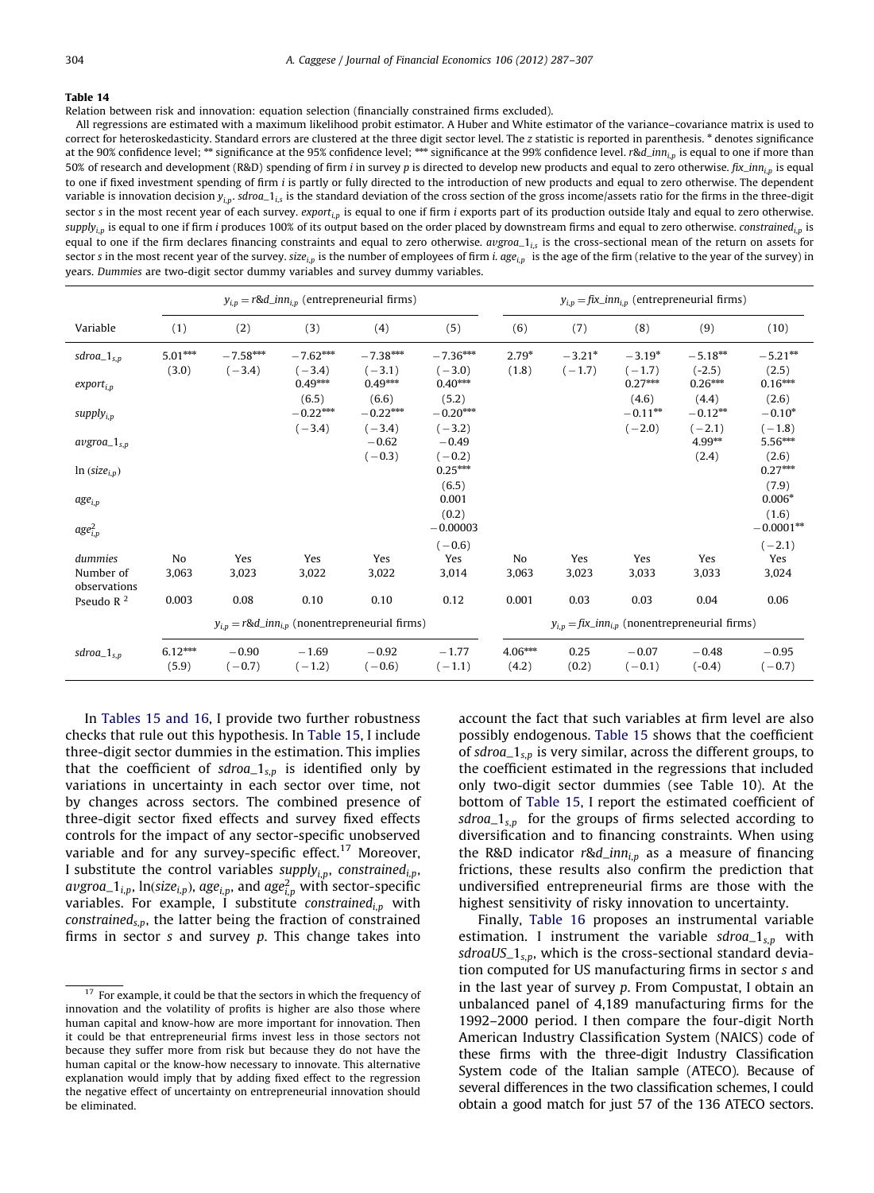**Table 14**

Relation between risk and innovation: equation selection (financially constrained firms excluded).

All regressions are estimated with a maximum likelihood probit estimator. A Huber and White estimator of the variance–covariance matrix is used to correct for heteroskedasticity. Standard errors are clustered at the three digit sector level. The z statistic is reported in parenthesis. * denotes significance at the 90% confidence level; ** significance at the 95% confidence level; *** significance at the 99% confidence level. $r\&d\_inn_{i,p}$ is equal to one if more than 50% of research and development (R&D) spending of firm $i$ in survey $p$ is directed to develop new products and equal to zero otherwise. $fix\_inn_{i,p}$ is equal to one if fixed investment spending of firm $i$ is partly or fully directed to the introduction of new products and equal to zero otherwise. The dependent variable is innovation decision $y_{i,p}$. $sdroa\_1_{i,s}$ is the standard deviation of the cross section of the gross income/assets ratio for the firms in the three-digit sector $s$ in the most recent year of each survey. $export_{i,p}$ is equal to one if firm $i$ exports part of its production outside Italy and equal to zero otherwise. $supply_{i,p}$ is equal to one if firm $i$ produces 100% of its output based on the order placed by downstream firms and equal to zero otherwise. $constrained_{i,p}$ is equal to one if the firm declares financing constraints and equal to zero otherwise. $avgroa\_1_{i,s}$ is the cross-sectional mean of the return on assets for sector $s$ in the most recent year of the survey. $size_{i,p}$ is the number of employees of firm $i$. $age_{i,p}$ is the age of the firm (relative to the year of the survey) in years. *Dummies* are two-digit sector dummy variables and survey dummy variables.

| | $y_{i,p} = r\&d\_inn_{i,p}$ (entrepreneurial firms) | | | | | $y_{i,p} = fix\_inn_{i,p}$ (entrepreneurial firms) | | | | |
|---|---|---|---|---|---|---|---|---|---|---|
| Variable | (1) | (2) | (3) | (4) | (5) | (6) | (7) | (8) | (9) | (10) |
| $sdroa\_1_{s,p}$ | 5.01*** | −7.58*** | −7.62*** | −7.38*** | −7.36*** | 2.79* | −3.21* | −3.19* | −5.18** | −5.21** |
| | (3.0) | (−3.4) | (−3.4) | (−3.1) | (−3.0) | (1.8) | (−1.7) | (−1.7) | (-2.5) | (2.5) |
| $export_{i,p}$ | | | 0.49*** | 0.49*** | 0.40*** | | | 0.27*** | 0.26*** | 0.16*** |
| | | | (6.5) | (6.6) | (5.2) | | | (4.6) | (4.4) | (2.6) |
| $supply_{i,p}$ | | | −0.22*** | −0.22*** | −0.20*** | | | −0.11** | −0.12** | −0.10* |
| | | | (−3.4) | (−3.4) | (−3.2) | | | (−2.0) | (−2.1) | (−1.8) |
| $avgroa\_1_{s,p}$ | | | | −0.62 | −0.49 | | | | 4.99** | 5.56*** |
| | | | | (−0.3) | (−0.2) | | | | (2.4) | (2.6) |
| $\ln(size_{i,p})$ | | | | | 0.25*** | | | | | 0.27*** |
| | | | | | (6.5) | | | | | (7.9) |
| $age_{i,p}$ | | | | | 0.001 | | | | | 0.006* |
| | | | | | (0.2) | | | | | (1.6) |
| $age^2_{i,p}$ | | | | | −0.00003 | | | | | −0.0001** |
| | | | | | (−0.6) | | | | | (−2.1) |
| *dummies* | No | Yes | Yes | Yes | Yes | No | Yes | Yes | Yes | Yes |
| Number of observations | 3,063 | 3,023 | 3,022 | 3,022 | 3,014 | 3,063 | 3,023 | 3,033 | 3,033 | 3,024 |
| Pseudo $R^2$ | 0.003 | 0.08 | 0.10 | 0.10 | 0.12 | 0.001 | 0.03 | 0.03 | 0.04 | 0.06 |
| | $y_{i,p} = r\&d\_inn_{i,p}$ (nonentrepreneurial firms) | | | | | $y_{i,p} = fix\_inn_{i,p}$ (nonentrepreneurial firms) | | | | |
| $sdroa\_1_{s,p}$ | 6.12*** | −0.90 | −1.69 | −0.92 | −1.77 | 4.06*** | 0.25 | −0.07 | −0.48 | −0.95 |
| | (5.9) | (−0.7) | (−1.2) | (−0.6) | (−1.1) | (4.2) | (0.2) | (−0.1) | (-0.4) | (−0.7) |

In Tables 15 and 16, I provide two further robustness checks that rule out this hypothesis. In Table 15, I include three-digit sector dummies in the estimation. This implies that the coefficient of $sdroa\_1_{s,p}$ is identified only by variations in uncertainty in each sector over time, not by changes across sectors. The combined presence of three-digit sector fixed effects and survey fixed effects controls for the impact of any sector-specific unobserved variable and for any survey-specific effect.[17] Moreover, I substitute the control variables $supply_{i,p}$, $constrained_{i,p}$, $avgroa\_1_{i,p}$, $\ln(size_{i,p})$, $age_{i,p}$, and $age^2_{i,p}$ with sector-specific variables. For example, I substitute $constrained_{i,p}$ with $constrained_{s,p}$, the latter being the fraction of constrained firms in sector $s$ and survey $p$. This change takes into account the fact that such variables at firm level are also possibly endogenous. Table 15 shows that the coefficient of $sdroa\_1_{s,p}$ is very similar, across the different groups, to the coefficient estimated in the regressions that included only two-digit sector dummies (see Table 10). At the bottom of Table 15, I report the estimated coefficient of $sdroa\_1_{s,p}$ for the groups of firms selected according to diversification and to financing constraints. When using the R&D indicator $r\&d\_inn_{i,p}$ as a measure of financing frictions, these results also confirm the prediction that undiversified entrepreneurial firms are those with the highest sensitivity of risky innovation to uncertainty.

Finally, Table 16 proposes an instrumental variable estimation. I instrument the variable $sdroa\_1_{s,p}$ with $sdroaUS\_1_{s,p}$, which is the cross-sectional standard deviation computed for US manufacturing firms in sector $s$ and in the last year of survey $p$. From Compustat, I obtain an unbalanced panel of 4,189 manufacturing firms for the 1992–2000 period. I then compare the four-digit North American Industry Classification System (NAICS) code of these firms with the three-digit Industry Classification System code of the Italian sample (ATECO). Because of several differences in the two classification schemes, I could obtain a good match for just 57 of the 136 ATECO sectors.

[17] For example, it could be that the sectors in which the frequency of innovation and the volatility of profits is higher are also those where human capital and know-how are more important for innovation. Then it could be that entrepreneurial firms invest less in those sectors not because they suffer more from risk but because they do not have the human capital or the know-how necessary to innovate. This alternative explanation would imply that by adding fixed effect to the regression the negative effect of uncertainty on entrepreneurial innovation should be eliminated.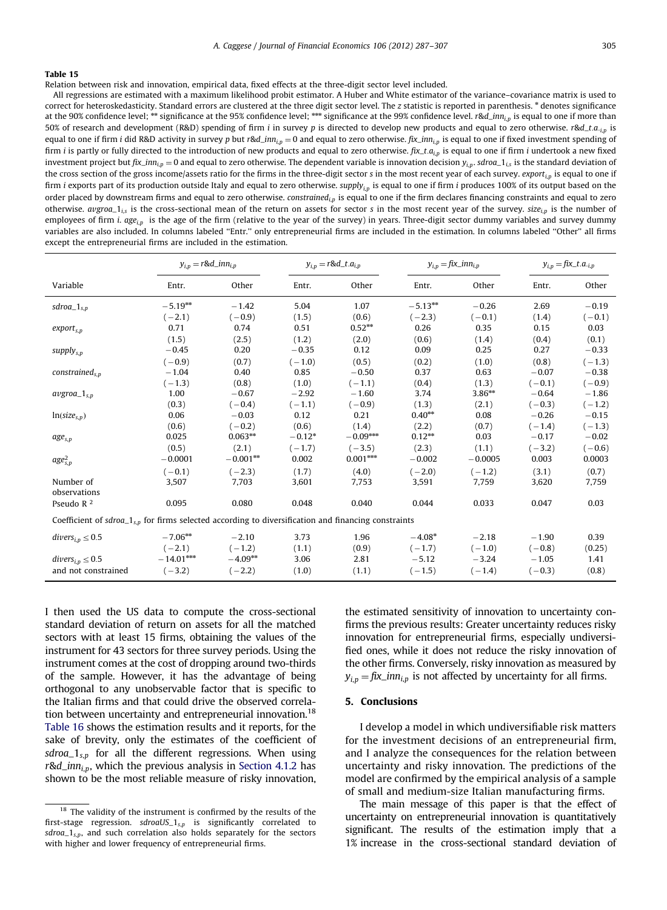**Table 15**

Relation between risk and innovation, empirical data, fixed effects at the three-digit sector level included.

All regressions are estimated with a maximum likelihood probit estimator. A Huber and White estimator of the variance–covariance matrix is used to correct for heteroskedasticity. Standard errors are clustered at the three digit sector level. The z statistic is reported in parenthesis. * denotes significance at the 90% confidence level; ** significance at the 95% confidence level; *** significance at the 99% confidence level. $r\&d\_inn_{i,p}$ is equal to one if more than 50% of research and development (R&D) spending of firm $i$ in survey $p$ is directed to develop new products and equal to zero otherwise. $r\&d\_t.a._{i,p}$ is equal to one if firm $i$ did R&D activity in survey $p$ but $r\&d\_inn_{i,p}=0$ and equal to zero otherwise. $fix\_inn_{i,p}$ is equal to one if fixed investment spending of firm $i$ is partly or fully directed to the introduction of new products and equal to zero otherwise. $fix\_t.a_{i,p}$ is equal to one if firm $i$ undertook a new fixed investment project but $fix\_inn_{i,p}=0$ and equal to zero otherwise. The dependent variable is innovation decision $y_{i,p}$. $sdroa\_1_{i,s}$ is the standard deviation of the cross section of the gross income/assets ratio for the firms in the three-digit sector $s$ in the most recent year of each survey. $export_{i,p}$ is equal to one if firm $i$ exports part of its production outside Italy and equal to zero otherwise. $supply_{i,p}$ is equal to one if firm $i$ produces 100% of its output based on the order placed by downstream firms and equal to zero otherwise. $constrained_{i,p}$ is equal to one if the firm declares financing constraints and equal to zero otherwise. $avgroa\_1_{i,s}$ is the cross-sectional mean of the return on assets for sector $s$ in the most recent year of the survey. $size_{i,p}$ is the number of employees of firm $i$. $age_{i,p}$ is the age of the firm (relative to the year of the survey) in years. Three-digit sector dummy variables and survey dummy variables are also included. In columns labeled "Entr." only entrepreneurial firms are included in the estimation. In columns labeled "Other" all firms except the entrepreneurial firms are included in the estimation.

| | $y_{i,p}=r\&d\_inn_{i,p}$ | | $y_{i,p}=r\&d\_t.a_{i,p}$ | | $y_{i,p}=fix\_inn_{i,p}$ | | $y_{i,p}=fix\_t.a._{i,p}$ | |
|---|---|---|---|---|---|---|---|---|
| Variable | Entr. | Other | Entr. | Other | Entr. | Other | Entr. | Other |
| $sdroa\_1_{s,p}$ | −5.19** | −1.42 | 5.04 | 1.07 | −5.13** | −0.26 | 2.69 | −0.19 |
| | (−2.1) | (−0.9) | (1.5) | (0.6) | (−2.3) | (−0.1) | (1.4) | (−0.1) |
| $export_{s,p}$ | 0.71 | 0.74 | 0.51 | 0.52** | 0.26 | 0.35 | 0.15 | 0.03 |
| | (1.5) | (2.5) | (1.2) | (2.0) | (0.6) | (1.4) | (0.4) | (0.1) |
| $supply_{s,p}$ | −0.45 | 0.20 | −0.35 | 0.12 | 0.09 | 0.25 | 0.27 | −0.33 |
| | (−0.9) | (0.7) | (−1.0) | (0.5) | (0.2) | (1.0) | (0.8) | (−1.3) |
| $constrained_{s,p}$ | −1.04 | 0.40 | 0.85 | −0.50 | 0.37 | 0.63 | −0.07 | −0.38 |
| | (−1.3) | (0.8) | (1.0) | (−1.1) | (0.4) | (1.3) | (−0.1) | (−0.9) |
| $avgroa\_1_{s,p}$ | 1.00 | −0.67 | −2.92 | −1.60 | 3.74 | 3.86** | −0.64 | −1.86 |
| | (0.3) | (−0.4) | (−1.1) | (−0.9) | (1.3) | (2.1) | (−0.3) | (−1.2) |
| $\ln(size_{s,p})$ | 0.06 | −0.03 | 0.12 | 0.21 | 0.40** | 0.08 | −0.26 | −0.15 |
| | (0.6) | (−0.2) | (0.6) | (1.4) | (2.2) | (0.7) | (−1.4) | (−1.3) |
| $age_{s,p}$ | 0.025 | 0.063** | −0.12* | −0.09*** | 0.12** | 0.03 | −0.17 | −0.02 |
| | (0.5) | (2.1) | (−1.7) | (−3.5) | (2.3) | (1.1) | (−3.2) | (−0.6) |
| $age^2_{s,p}$ | −0.0001 | −0.001** | 0.002 | 0.001*** | −0.002 | −0.0005 | 0.003 | 0.0003 |
| | (−0.1) | (−2.3) | (1.7) | (4.0) | (−2.0) | (−1.2) | (3.1) | (0.7) |
| Number of observations | 3,507 | 7,703 | 3,601 | 7,753 | 3,591 | 7,759 | 3,620 | 7,759 |
| Pseudo R $^2$ | 0.095 | 0.080 | 0.048 | 0.040 | 0.044 | 0.033 | 0.047 | 0.03 |
| Coefficient of $sdroa\_1_{s,p}$ for firms selected according to diversification and financing constraints | | | | | | | | |
| $divers_{i,p}\leq 0.5$ | −7.06** | −2.10 | 3.73 | 1.96 | −4.08* | −2.18 | −1.90 | 0.39 |
| | (−2.1) | (−1.2) | (1.1) | (0.9) | (−1.7) | (−1.0) | (−0.8) | (0.25) |
| $divers_{i,p}\leq 0.5$ and not constrained | −14.01*** | −4.09** | 3.06 | 2.81 | −5.12 | −3.24 | −1.05 | 1.41 |
| | (−3.2) | (−2.2) | (1.0) | (1.1) | (−1.5) | (−1.4) | (−0.3) | (0.8) |

I then used the US data to compute the cross-sectional standard deviation of return on assets for all the matched sectors with at least 15 firms, obtaining the values of the instrument for 43 sectors for three survey periods. Using the instrument comes at the cost of dropping around two-thirds of the sample. However, it has the advantage of being orthogonal to any unobservable factor that is specific to the Italian firms and that could drive the observed correlation between uncertainty and entrepreneurial innovation.[18] Table 16 shows the estimation results and it reports, for the sake of brevity, only the estimates of the coefficient of $sdroa\_1_{s,p}$ for all the different regressions. When using $r\&d\_inn_{i,p}$, which the previous analysis in Section 4.1.2 has shown to be the most reliable measure of risky innovation, the estimated sensitivity of innovation to uncertainty confirms the previous results: Greater uncertainty reduces risky innovation for entrepreneurial firms, especially undiversified ones, while it does not reduce the risky innovation of the other firms. Conversely, risky innovation as measured by $y_{i,p}=fix\_inn_{i,p}$ is not affected by uncertainty for all firms.

## 5. Conclusions

I develop a model in which undiversifiable risk matters for the investment decisions of an entrepreneurial firm, and I analyze the consequences for the relation between uncertainty and risky innovation. The predictions of the model are confirmed by the empirical analysis of a sample of small and medium-size Italian manufacturing firms.

The main message of this paper is that the effect of uncertainty on entrepreneurial innovation is quantitatively significant. The results of the estimation imply that a 1% increase in the cross-sectional standard deviation of

[18] The validity of the instrument is confirmed by the results of the first-stage regression. $sdroaUS\_1_{s,p}$ is significantly correlated to $sdroa\_1_{s,p}$, and such correlation also holds separately for the sectors with higher and lower frequency of entrepreneurial firms.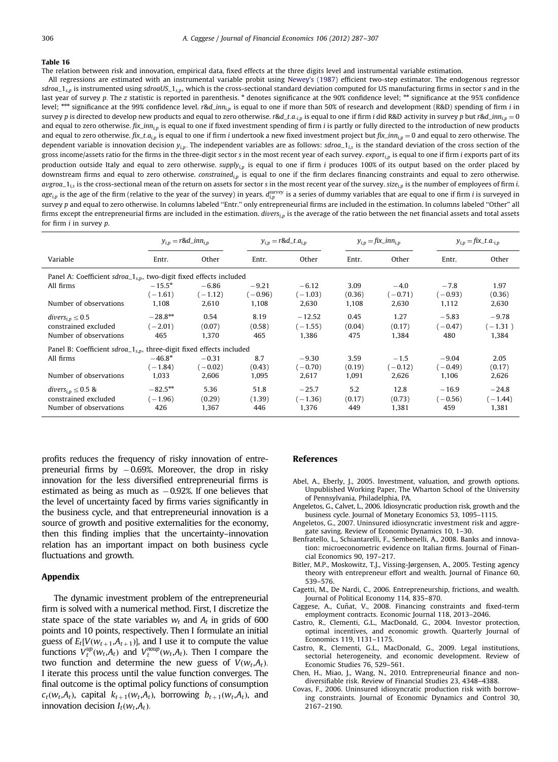**Table 16**

The relation between risk and innovation, empirical data, fixed effects at the three digits level and instrumental variable estimation.

All regressions are estimated with an instrumental variable probit using Newey's (1987) efficient two-step estimator. The endogenous regressor $sdroa\_1_{s,p}$ is instrumented using $sdroaUS\_1_{s,p}$, which is the cross-sectional standard deviation computed for US manufacturing firms in sector $s$ and in the last year of survey $p$. The $z$ statistic is reported in parenthesis. * denotes significance at the 90% confidence level; ** significance at the 95% confidence level; *** significance at the 99% confidence level. $r\&d\_inn_{i,p}$ is equal to one if more than 50% of research and development (R&D) spending of firm $i$ in survey $p$ is directed to develop new products and equal to zero otherwise. $r\&d\_t.a._{i,p}$ is equal to one if firm $i$ did R&D activity in survey $p$ but $r\&d\_inn_{i,p}=0$ and equal to zero otherwise. $fix\_inn_{i,p}$ is equal to one if fixed investment spending of firm $i$ is partly or fully directed to the introduction of new products and equal to zero otherwise. $fix\_t.a._{i,p}$ is equal to one if firm $i$ undertook a new fixed investment project but $fix\_inn_{i,p}=0$ and equal to zero otherwise. The dependent variable is innovation decision $y_{i,p}$. The independent variables are as follows: $sdroa\_1_{i,s}$ is the standard deviation of the cross section of the gross income/assets ratio for the firms in the three-digit sector $s$ in the most recent year of each survey. $export_{i,p}$ is equal to one if firm $i$ exports part of its production outside Italy and equal to zero otherwise. $supply_{i,p}$ is equal to one if firm $i$ produces 100% of its output based on the order placed by downstream firms and equal to zero otherwise. $constrained_{i,p}$ is equal to one if the firm declares financing constraints and equal to zero otherwise. $avgroa\_1_{i,s}$ is the cross-sectional mean of the return on assets for sector $s$ in the most recent year of the survey. $size_{i,p}$ is the number of employees of firm $i$. $age_{i,p}$ is the age of the firm (relative to the year of the survey) in years. $d^{survey}_{i,p}$ is a series of dummy variables that are equal to one if firm $i$ is surveyed in survey $p$ and equal to zero otherwise. In columns labeled "Entr." only entrepreneurial firms are included in the estimation. In columns labeled "Other" all firms except the entrepreneurial firms are included in the estimation. $divers_{i,p}$ is the average of the ratio between the net financial assets and total assets for firm $i$ in survey $p$.

| | $y_{i,p}=r\&d\_inn_{i,p}$ | | $y_{i,p}=r\&d\_t.a._{i,p}$ | | $y_{i,p}=fix\_inn_{i,p}$ | | $y_{i,p}=fix\_t.a._{i,p}$ | |
|---|---|---|---|---|---|---|---|---|
| Variable | Entr. | Other | Entr. | Other | Entr. | Other | Entr. | Other |
| *Panel A: Coefficient $sdroa\_1_{s,p}$, two-digit fixed effects included* | | | | | | | | |
| All firms | −15.5* | −6.86 | −9.21 | −6.12 | 3.09 | −4.0 | −7.8 | 1.97 |
| | (−1.61) | (−1.12) | (−0.96) | (−1.03) | (0.36) | (−0.71) | (−0.93) | (0.36) |
| Number of observations | 1,108 | 2,610 | 1,108 | 2,630 | 1,108 | 2,630 | 1,112 | 2,630 |
| $divers_{i,p}\le 0.5$ | −28.8** | 0.54 | 8.19 | −12.52 | 0.45 | 1.27 | −5.83 | −9.78 |
| constrained excluded | (−2.01) | (0.07) | (0.58) | (−1.55) | (0.04) | (0.17) | (−0.47) | (−1.31) |
| Number of observations | 465 | 1,370 | 465 | 1,386 | 475 | 1,384 | 480 | 1,384 |
| *Panel B: Coefficient $sdroa\_1_{s,p}$, three-digit fixed effects included* | | | | | | | | |
| All firms | −46.8* | −0.31 | 8.7 | −9.30 | 3.59 | −1.5 | −9.04 | 2.05 |
| | (−1.84) | (−0.02) | (0.43) | (−0.70) | (0.19) | (−0.12) | (−0.49) | (0.17) |
| Number of observations | 1,033 | 2,606 | 1,095 | 2,617 | 1,091 | 2,626 | 1,106 | 2,626 |
| $divers_{i,p}\le 0.5$ & | −82.5** | 5.36 | 51.8 | −25.7 | 5.2 | 12.8 | −16.9 | −24.8 |
| constrained excluded | (−1.96) | (0.29) | (1.39) | (−1.36) | (0.17) | (0.73) | (−0.56) | (−1.44) |
| Number of observations | 426 | 1,367 | 446 | 1,376 | 449 | 1,381 | 459 | 1,381 |

profits reduces the frequency of risky innovation of entrepreneurial firms by −0.69%. Moreover, the drop in risky innovation for the less diversified entrepreneurial firms is estimated as being as much as −0.92%. If one believes that the level of uncertainty faced by firms varies significantly in the business cycle, and that entrepreneurial innovation is a source of growth and positive externalities for the economy, then this finding implies that the uncertainty–innovation relation has an important impact on both business cycle fluctuations and growth.

## Appendix

The dynamic investment problem of the entrepreneurial firm is solved with a numerical method. First, I discretize the state space of the state variables $w_t$ and $A_t$ in grids of 600 points and 10 points, respectively. Then I formulate an initial guess of $E_t[V(w_{t+1},A_{t+1})]$, and I use it to compute the value functions $V_t^{up}(w_t,A_t)$ and $V_t^{noup}(w_t,A_t)$. Then I compare the two function and determine the new guess of $V(w_t,A_t)$. I iterate this process until the value function converges. The final outcome is the optimal policy functions of consumption $c_t(w_t,A_t)$, capital $k_{t+1}(w_t,A_t)$, borrowing $b_{t+1}(w_t,A_t)$, and innovation decision $I_t(w_t,A_t)$.

## References

Abel, A., Eberly, J., 2005. Investment, valuation, and growth options. Unpublished Working Paper, The Wharton School of the University of Pennsylvania, Philadelphia, PA.

Angeletos, G., Calvet, L., 2006. Idiosyncratic production risk, growth and the business cycle. Journal of Monetary Economics 53, 1095–1115.

Angeletos, G., 2007. Uninsured idiosyncratic investment risk and aggregate saving. Review of Economic Dynamics 10, 1–30.

Benfratello, L., Schiantarelli, F., Sembenelli, A., 2008. Banks and innovation: microeconometric evidence on Italian firms. Journal of Financial Economics 90, 197–217.

Bitler, M.P., Moskowitz, T.J., Vissing-Jørgensen, A., 2005. Testing agency theory with entrepreneur effort and wealth. Journal of Finance 60, 539–576.

Cagetti, M., De Nardi, C., 2006. Entrepreneurship, frictions, and wealth. Journal of Political Economy 114, 835–870.

Caggese, A., Cuñat, V., 2008. Financing constraints and fixed-term employment contracts. Economic Journal 118, 2013–2046.

Castro, R., Clementi, G.L., MacDonald, G., 2004. Investor protection, optimal incentives, and economic growth. Quarterly Journal of Economics 119, 1131–1175.

Castro, R., Clementi, G.L., MacDonald, G., 2009. Legal institutions, sectorial heterogeneity, and economic development. Review of Economic Studies 76, 529–561.

Chen, H., Miao, J., Wang, N., 2010. Entrepreneurial finance and non-diversifiable risk. Review of Financial Studies 23, 4348–4388.

Covas, F., 2006. Uninsured idiosyncratic production risk with borrowing constraints. Journal of Economic Dynamics and Control 30, 2167–2190.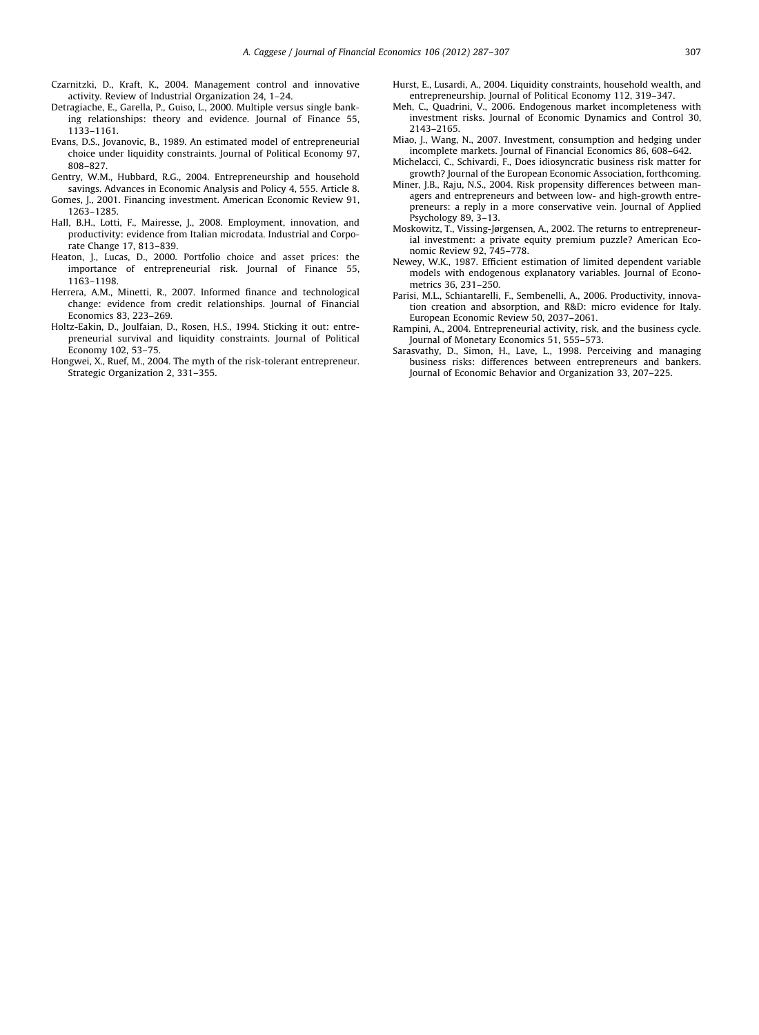Czarnitzki, D., Kraft, K., 2004. Management control and innovative activity. Review of Industrial Organization 24, 1–24.

Detragiache, E., Garella, P., Guiso, L., 2000. Multiple versus single banking relationships: theory and evidence. Journal of Finance 55, 1133–1161.

Evans, D.S., Jovanovic, B., 1989. An estimated model of entrepreneurial choice under liquidity constraints. Journal of Political Economy 97, 808–827.

Gentry, W.M., Hubbard, R.G., 2004. Entrepreneurship and household savings. Advances in Economic Analysis and Policy 4, 555. Article 8.

Gomes, J., 2001. Financing investment. American Economic Review 91, 1263–1285.

Hall, B.H., Lotti, F., Mairesse, J., 2008. Employment, innovation, and productivity: evidence from Italian microdata. Industrial and Corporate Change 17, 813–839.

Heaton, J., Lucas, D., 2000. Portfolio choice and asset prices: the importance of entrepreneurial risk. Journal of Finance 55, 1163–1198.

Herrera, A.M., Minetti, R., 2007. Informed finance and technological change: evidence from credit relationships. Journal of Financial Economics 83, 223–269.

Holtz-Eakin, D., Joulfaian, D., Rosen, H.S., 1994. Sticking it out: entrepreneurial survival and liquidity constraints. Journal of Political Economy 102, 53–75.

Hongwei, X., Ruef, M., 2004. The myth of the risk-tolerant entrepreneur. Strategic Organization 2, 331–355.

Hurst, E., Lusardi, A., 2004. Liquidity constraints, household wealth, and entrepreneurship. Journal of Political Economy 112, 319–347.

Meh, C., Quadrini, V., 2006. Endogenous market incompleteness with investment risks. Journal of Economic Dynamics and Control 30, 2143–2165.

Miao, J., Wang, N., 2007. Investment, consumption and hedging under incomplete markets. Journal of Financial Economics 86, 608–642.

Michelacci, C., Schivardi, F., Does idiosyncratic business risk matter for growth? Journal of the European Economic Association, forthcoming.

Miner, J.B., Raju, N.S., 2004. Risk propensity differences between managers and entrepreneurs and between low- and high-growth entrepreneurs: a reply in a more conservative vein. Journal of Applied Psychology 89, 3–13.

Moskowitz, T., Vissing-Jørgensen, A., 2002. The returns to entrepreneurial investment: a private equity premium puzzle? American Economic Review 92, 745–778.

Newey, W.K., 1987. Efficient estimation of limited dependent variable models with endogenous explanatory variables. Journal of Econometrics 36, 231–250.

Parisi, M.L., Schiantarelli, F., Sembenelli, A., 2006. Productivity, innovation creation and absorption, and R&D: micro evidence for Italy. European Economic Review 50, 2037–2061.

Rampini, A., 2004. Entrepreneurial activity, risk, and the business cycle. Journal of Monetary Economics 51, 555–573.

Sarasvathy, D., Simon, H., Lave, L., 1998. Perceiving and managing business risks: differences between entrepreneurs and bankers. Journal of Economic Behavior and Organization 33, 207–225.